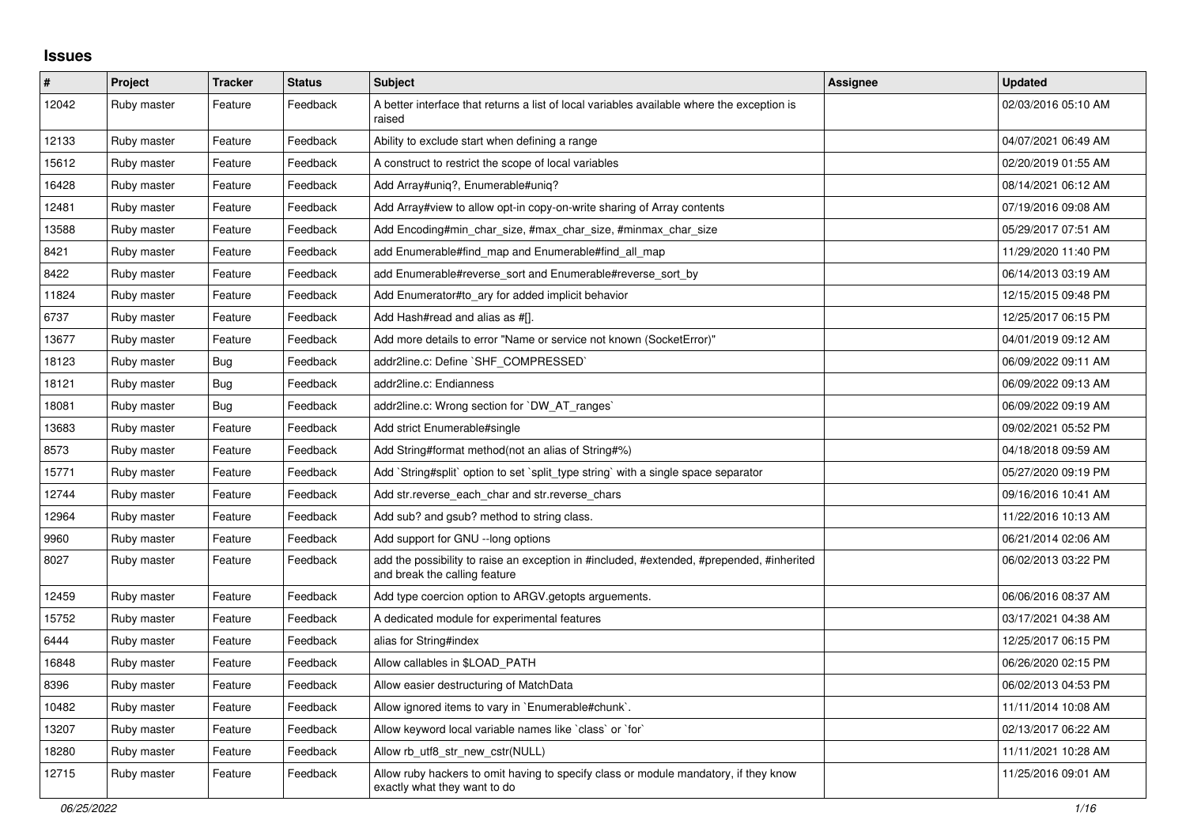# Issues

| # | Project | Tracker | Status | Subject | Assignee | Updated |
|---|---|---|---|---|---|---|
| 12042 | Ruby master | Feature | Feedback | A better interface that returns a list of local variables available where the exception is raised | | 02/03/2016 05:10 AM |
| 12133 | Ruby master | Feature | Feedback | Ability to exclude start when defining a range | | 04/07/2021 06:49 AM |
| 15612 | Ruby master | Feature | Feedback | A construct to restrict the scope of local variables | | 02/20/2019 01:55 AM |
| 16428 | Ruby master | Feature | Feedback | Add Array#uniq?, Enumerable#uniq? | | 08/14/2021 06:12 AM |
| 12481 | Ruby master | Feature | Feedback | Add Array#view to allow opt-in copy-on-write sharing of Array contents | | 07/19/2016 09:08 AM |
| 13588 | Ruby master | Feature | Feedback | Add Encoding#min_char_size, #max_char_size, #minmax_char_size | | 05/29/2017 07:51 AM |
| 8421 | Ruby master | Feature | Feedback | add Enumerable#find_map and Enumerable#find_all_map | | 11/29/2020 11:40 PM |
| 8422 | Ruby master | Feature | Feedback | add Enumerable#reverse_sort and Enumerable#reverse_sort_by | | 06/14/2013 03:19 AM |
| 11824 | Ruby master | Feature | Feedback | Add Enumerator#to_ary for added implicit behavior | | 12/15/2015 09:48 PM |
| 6737 | Ruby master | Feature | Feedback | Add Hash#read and alias as #[]. | | 12/25/2017 06:15 PM |
| 13677 | Ruby master | Feature | Feedback | Add more details to error "Name or service not known (SocketError)" | | 04/01/2019 09:12 AM |
| 18123 | Ruby master | Bug | Feedback | addr2line.c: Define `SHF_COMPRESSED` | | 06/09/2022 09:11 AM |
| 18121 | Ruby master | Bug | Feedback | addr2line.c: Endianness | | 06/09/2022 09:13 AM |
| 18081 | Ruby master | Bug | Feedback | addr2line.c: Wrong section for `DW_AT_ranges` | | 06/09/2022 09:19 AM |
| 13683 | Ruby master | Feature | Feedback | Add strict Enumerable#single | | 09/02/2021 05:52 PM |
| 8573 | Ruby master | Feature | Feedback | Add String#format method(not an alias of String#%) | | 04/18/2018 09:59 AM |
| 15771 | Ruby master | Feature | Feedback | Add `String#split` option to set `split_type string` with a single space separator | | 05/27/2020 09:19 PM |
| 12744 | Ruby master | Feature | Feedback | Add str.reverse_each_char and str.reverse_chars | | 09/16/2016 10:41 AM |
| 12964 | Ruby master | Feature | Feedback | Add sub? and gsub? method to string class. | | 11/22/2016 10:13 AM |
| 9960 | Ruby master | Feature | Feedback | Add support for GNU --long options | | 06/21/2014 02:06 AM |
| 8027 | Ruby master | Feature | Feedback | add the possibility to raise an exception in #included, #extended, #prepended, #inherited and break the calling feature | | 06/02/2013 03:22 PM |
| 12459 | Ruby master | Feature | Feedback | Add type coercion option to ARGV.getopts arguements. | | 06/06/2016 08:37 AM |
| 15752 | Ruby master | Feature | Feedback | A dedicated module for experimental features | | 03/17/2021 04:38 AM |
| 6444 | Ruby master | Feature | Feedback | alias for String#index | | 12/25/2017 06:15 PM |
| 16848 | Ruby master | Feature | Feedback | Allow callables in $LOAD_PATH | | 06/26/2020 02:15 PM |
| 8396 | Ruby master | Feature | Feedback | Allow easier destructuring of MatchData | | 06/02/2013 04:53 PM |
| 10482 | Ruby master | Feature | Feedback | Allow ignored items to vary in `Enumerable#chunk`. | | 11/11/2014 10:08 AM |
| 13207 | Ruby master | Feature | Feedback | Allow keyword local variable names like `class` or `for` | | 02/13/2017 06:22 AM |
| 18280 | Ruby master | Feature | Feedback | Allow rb_utf8_str_new_cstr(NULL) | | 11/11/2021 10:28 AM |
| 12715 | Ruby master | Feature | Feedback | Allow ruby hackers to omit having to specify class or module mandatory, if they know exactly what they want to do | | 11/25/2016 09:01 AM |

*06/25/2022*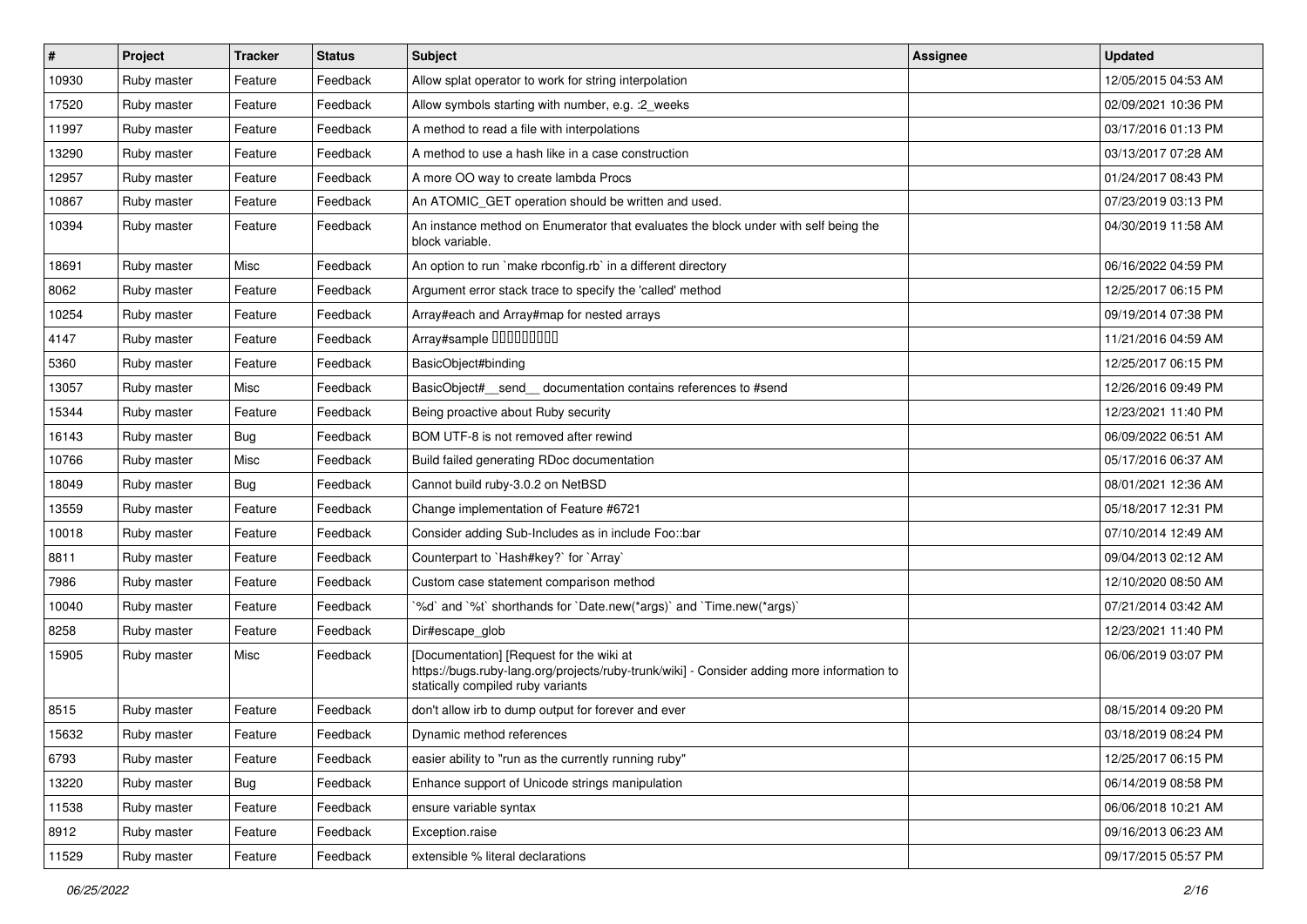| # | Project | Tracker | Status | Subject | Assignee | Updated |
|---|---|---|---|---|---|---|
| 10930 | Ruby master | Feature | Feedback | Allow splat operator to work for string interpolation | | 12/05/2015 04:53 AM |
| 17520 | Ruby master | Feature | Feedback | Allow symbols starting with number, e.g. :2_weeks | | 02/09/2021 10:36 PM |
| 11997 | Ruby master | Feature | Feedback | A method to read a file with interpolations | | 03/17/2016 01:13 PM |
| 13290 | Ruby master | Feature | Feedback | A method to use a hash like in a case construction | | 03/13/2017 07:28 AM |
| 12957 | Ruby master | Feature | Feedback | A more OO way to create lambda Procs | | 01/24/2017 08:43 PM |
| 10867 | Ruby master | Feature | Feedback | An ATOMIC_GET operation should be written and used. | | 07/23/2019 03:13 PM |
| 10394 | Ruby master | Feature | Feedback | An instance method on Enumerator that evaluates the block under with self being the block variable. | | 04/30/2019 11:58 AM |
| 18691 | Ruby master | Misc | Feedback | An option to run `make rbconfig.rb` in a different directory | | 06/16/2022 04:59 PM |
| 8062 | Ruby master | Feature | Feedback | Argument error stack trace to specify the 'called' method | | 12/25/2017 06:15 PM |
| 10254 | Ruby master | Feature | Feedback | Array#each and Array#map for nested arrays | | 09/19/2014 07:38 PM |
| 4147 | Ruby master | Feature | Feedback | Array#sample □□□□□□□□□ | | 11/21/2016 04:59 AM |
| 5360 | Ruby master | Feature | Feedback | BasicObject#binding | | 12/25/2017 06:15 PM |
| 13057 | Ruby master | Misc | Feedback | BasicObject#__send__ documentation contains references to #send | | 12/26/2016 09:49 PM |
| 15344 | Ruby master | Feature | Feedback | Being proactive about Ruby security | | 12/23/2021 11:40 PM |
| 16143 | Ruby master | Bug | Feedback | BOM UTF-8 is not removed after rewind | | 06/09/2022 06:51 AM |
| 10766 | Ruby master | Misc | Feedback | Build failed generating RDoc documentation | | 05/17/2016 06:37 AM |
| 18049 | Ruby master | Bug | Feedback | Cannot build ruby-3.0.2 on NetBSD | | 08/01/2021 12:36 AM |
| 13559 | Ruby master | Feature | Feedback | Change implementation of Feature #6721 | | 05/18/2017 12:31 PM |
| 10018 | Ruby master | Feature | Feedback | Consider adding Sub-Includes as in include Foo::bar | | 07/10/2014 12:49 AM |
| 8811 | Ruby master | Feature | Feedback | Counterpart to `Hash#key?` for `Array` | | 09/04/2013 02:12 AM |
| 7986 | Ruby master | Feature | Feedback | Custom case statement comparison method | | 12/10/2020 08:50 AM |
| 10040 | Ruby master | Feature | Feedback | `%d` and `%t` shorthands for `Date.new(*args)` and `Time.new(*args)` | | 07/21/2014 03:42 AM |
| 8258 | Ruby master | Feature | Feedback | Dir#escape_glob | | 12/23/2021 11:40 PM |
| 15905 | Ruby master | Misc | Feedback | [Documentation] [Request for the wiki at https://bugs.ruby-lang.org/projects/ruby-trunk/wiki] - Consider adding more information to statically compiled ruby variants | | 06/06/2019 03:07 PM |
| 8515 | Ruby master | Feature | Feedback | don't allow irb to dump output for forever and ever | | 08/15/2014 09:20 PM |
| 15632 | Ruby master | Feature | Feedback | Dynamic method references | | 03/18/2019 08:24 PM |
| 6793 | Ruby master | Feature | Feedback | easier ability to "run as the currently running ruby" | | 12/25/2017 06:15 PM |
| 13220 | Ruby master | Bug | Feedback | Enhance support of Unicode strings manipulation | | 06/14/2019 08:58 PM |
| 11538 | Ruby master | Feature | Feedback | ensure variable syntax | | 06/06/2018 10:21 AM |
| 8912 | Ruby master | Feature | Feedback | Exception.raise | | 09/16/2013 06:23 AM |
| 11529 | Ruby master | Feature | Feedback | extensible % literal declarations | | 09/17/2015 05:57 PM |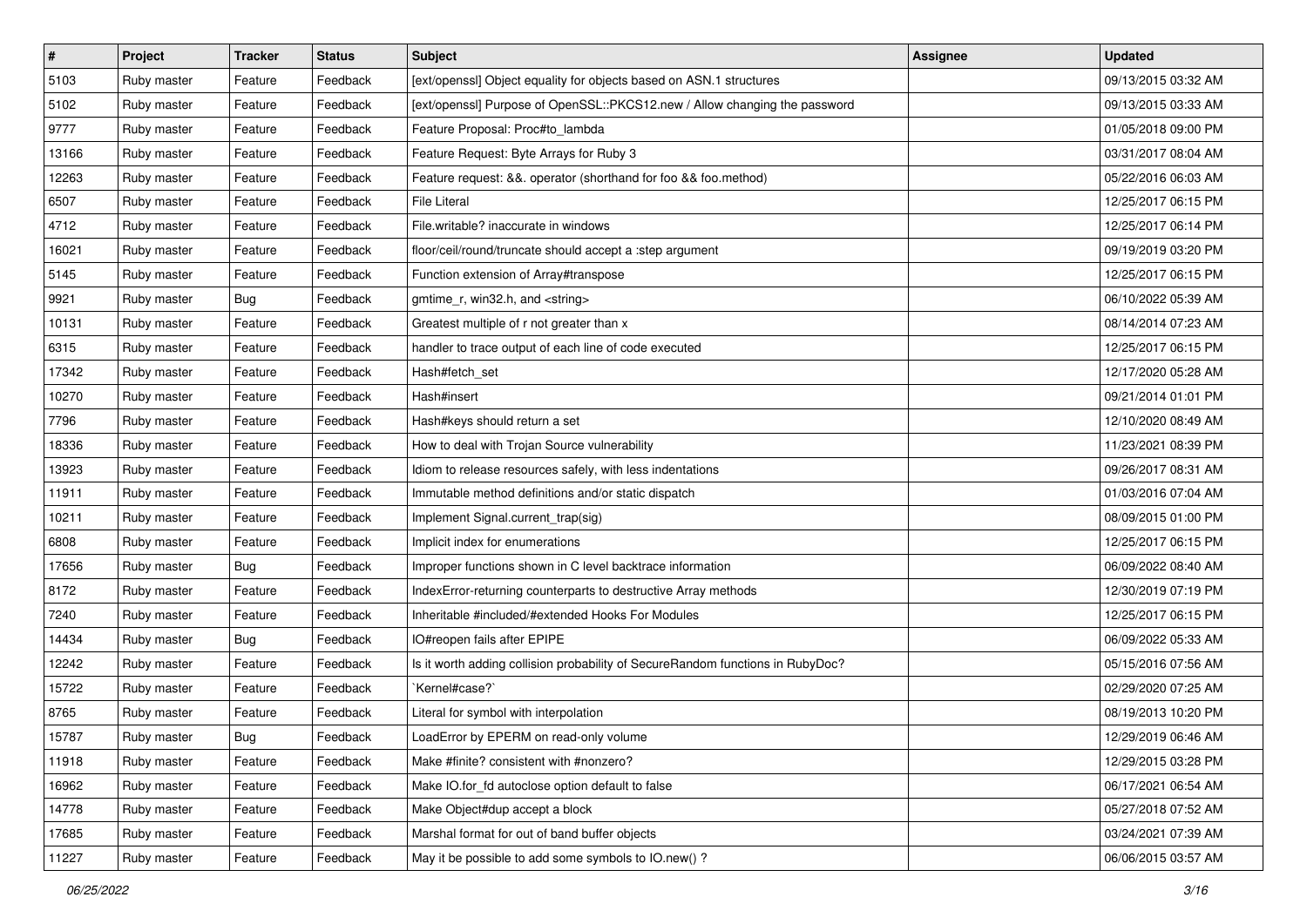| # | Project | Tracker | Status | Subject | Assignee | Updated |
|---|---|---|---|---|---|---|
| 5103 | Ruby master | Feature | Feedback | [ext/openssl] Object equality for objects based on ASN.1 structures | | 09/13/2015 03:32 AM |
| 5102 | Ruby master | Feature | Feedback | [ext/openssl] Purpose of OpenSSL::PKCS12.new / Allow changing the password | | 09/13/2015 03:33 AM |
| 9777 | Ruby master | Feature | Feedback | Feature Proposal: Proc#to_lambda | | 01/05/2018 09:00 PM |
| 13166 | Ruby master | Feature | Feedback | Feature Request: Byte Arrays for Ruby 3 | | 03/31/2017 08:04 AM |
| 12263 | Ruby master | Feature | Feedback | Feature request: &&. operator (shorthand for foo && foo.method) | | 05/22/2016 06:03 AM |
| 6507 | Ruby master | Feature | Feedback | File Literal | | 12/25/2017 06:15 PM |
| 4712 | Ruby master | Feature | Feedback | File.writable? inaccurate in windows | | 12/25/2017 06:14 PM |
| 16021 | Ruby master | Feature | Feedback | floor/ceil/round/truncate should accept a :step argument | | 09/19/2019 03:20 PM |
| 5145 | Ruby master | Feature | Feedback | Function extension of Array#transpose | | 12/25/2017 06:15 PM |
| 9921 | Ruby master | Bug | Feedback | gmtime_r, win32.h, and <string> | | 06/10/2022 05:39 AM |
| 10131 | Ruby master | Feature | Feedback | Greatest multiple of r not greater than x | | 08/14/2014 07:23 AM |
| 6315 | Ruby master | Feature | Feedback | handler to trace output of each line of code executed | | 12/25/2017 06:15 PM |
| 17342 | Ruby master | Feature | Feedback | Hash#fetch_set | | 12/17/2020 05:28 AM |
| 10270 | Ruby master | Feature | Feedback | Hash#insert | | 09/21/2014 01:01 PM |
| 7796 | Ruby master | Feature | Feedback | Hash#keys should return a set | | 12/10/2020 08:49 AM |
| 18336 | Ruby master | Feature | Feedback | How to deal with Trojan Source vulnerability | | 11/23/2021 08:39 PM |
| 13923 | Ruby master | Feature | Feedback | Idiom to release resources safely, with less indentations | | 09/26/2017 08:31 AM |
| 11911 | Ruby master | Feature | Feedback | Immutable method definitions and/or static dispatch | | 01/03/2016 07:04 AM |
| 10211 | Ruby master | Feature | Feedback | Implement Signal.current_trap(sig) | | 08/09/2015 01:00 PM |
| 6808 | Ruby master | Feature | Feedback | Implicit index for enumerations | | 12/25/2017 06:15 PM |
| 17656 | Ruby master | Bug | Feedback | Improper functions shown in C level backtrace information | | 06/09/2022 08:40 AM |
| 8172 | Ruby master | Feature | Feedback | IndexError-returning counterparts to destructive Array methods | | 12/30/2019 07:19 PM |
| 7240 | Ruby master | Feature | Feedback | Inheritable #included/#extended Hooks For Modules | | 12/25/2017 06:15 PM |
| 14434 | Ruby master | Bug | Feedback | IO#reopen fails after EPIPE | | 06/09/2022 05:33 AM |
| 12242 | Ruby master | Feature | Feedback | Is it worth adding collision probability of SecureRandom functions in RubyDoc? | | 05/15/2016 07:56 AM |
| 15722 | Ruby master | Feature | Feedback | `Kernel#case?` | | 02/29/2020 07:25 AM |
| 8765 | Ruby master | Feature | Feedback | Literal for symbol with interpolation | | 08/19/2013 10:20 PM |
| 15787 | Ruby master | Bug | Feedback | LoadError by EPERM on read-only volume | | 12/29/2019 06:46 AM |
| 11918 | Ruby master | Feature | Feedback | Make #finite? consistent with #nonzero? | | 12/29/2015 03:28 PM |
| 16962 | Ruby master | Feature | Feedback | Make IO.for_fd autoclose option default to false | | 06/17/2021 06:54 AM |
| 14778 | Ruby master | Feature | Feedback | Make Object#dup accept a block | | 05/27/2018 07:52 AM |
| 17685 | Ruby master | Feature | Feedback | Marshal format for out of band buffer objects | | 03/24/2021 07:39 AM |
| 11227 | Ruby master | Feature | Feedback | May it be possible to add some symbols to IO.new() ? | | 06/06/2015 03:57 AM |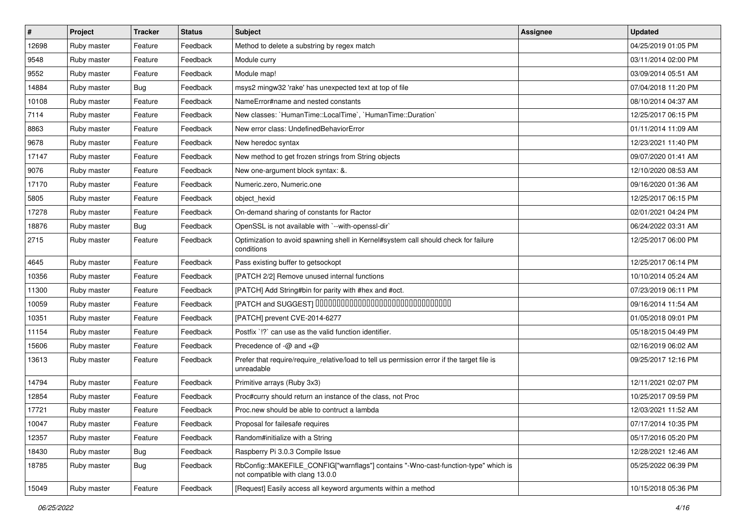| # | Project | Tracker | Status | Subject | Assignee | Updated |
|---|---|---|---|---|---|---|
| 12698 | Ruby master | Feature | Feedback | Method to delete a substring by regex match | | 04/25/2019 01:05 PM |
| 9548 | Ruby master | Feature | Feedback | Module curry | | 03/11/2014 02:00 PM |
| 9552 | Ruby master | Feature | Feedback | Module map! | | 03/09/2014 05:51 AM |
| 14884 | Ruby master | Bug | Feedback | msys2 mingw32 'rake' has unexpected text at top of file | | 07/04/2018 11:20 PM |
| 10108 | Ruby master | Feature | Feedback | NameError#name and nested constants | | 08/10/2014 04:37 AM |
| 7114 | Ruby master | Feature | Feedback | New classes: `HumanTime::LocalTime`, `HumanTime::Duration` | | 12/25/2017 06:15 PM |
| 8863 | Ruby master | Feature | Feedback | New error class: UndefinedBehaviorError | | 01/11/2014 11:09 AM |
| 9678 | Ruby master | Feature | Feedback | New heredoc syntax | | 12/23/2021 11:40 PM |
| 17147 | Ruby master | Feature | Feedback | New method to get frozen strings from String objects | | 09/07/2020 01:41 AM |
| 9076 | Ruby master | Feature | Feedback | New one-argument block syntax: &. | | 12/10/2020 08:53 AM |
| 17170 | Ruby master | Feature | Feedback | Numeric.zero, Numeric.one | | 09/16/2020 01:36 AM |
| 5805 | Ruby master | Feature | Feedback | object_hexid | | 12/25/2017 06:15 PM |
| 17278 | Ruby master | Feature | Feedback | On-demand sharing of constants for Ractor | | 02/01/2021 04:24 PM |
| 18876 | Ruby master | Bug | Feedback | OpenSSL is not available with `--with-openssl-dir` | | 06/24/2022 03:31 AM |
| 2715 | Ruby master | Feature | Feedback | Optimization to avoid spawning shell in Kernel#system call should check for failure conditions | | 12/25/2017 06:00 PM |
| 4645 | Ruby master | Feature | Feedback | Pass existing buffer to getsockopt | | 12/25/2017 06:14 PM |
| 10356 | Ruby master | Feature | Feedback | [PATCH 2/2] Remove unused internal functions | | 10/10/2014 05:24 AM |
| 11300 | Ruby master | Feature | Feedback | [PATCH] Add String#bin for parity with #hex and #oct. | | 07/23/2019 06:11 PM |
| 10059 | Ruby master | Feature | Feedback | [PATCH and SUGGEST] □□□□□□□□□□□□□□□□□□□□□□□□□□□□□□□□□□□□ | | 09/16/2014 11:54 AM |
| 10351 | Ruby master | Feature | Feedback | [PATCH] prevent CVE-2014-6277 | | 01/05/2018 09:01 PM |
| 11154 | Ruby master | Feature | Feedback | Postfix `!?` can use as the valid function identifier. | | 05/18/2015 04:49 PM |
| 15606 | Ruby master | Feature | Feedback | Precedence of -@ and +@ | | 02/16/2019 06:02 AM |
| 13613 | Ruby master | Feature | Feedback | Prefer that require/require_relative/load to tell us permission error if the target file is unreadable | | 09/25/2017 12:16 PM |
| 14794 | Ruby master | Feature | Feedback | Primitive arrays (Ruby 3x3) | | 12/11/2021 02:07 PM |
| 12854 | Ruby master | Feature | Feedback | Proc#curry should return an instance of the class, not Proc | | 10/25/2017 09:59 PM |
| 17721 | Ruby master | Feature | Feedback | Proc.new should be able to contruct a lambda | | 12/03/2021 11:52 AM |
| 10047 | Ruby master | Feature | Feedback | Proposal for failesafe requires | | 07/17/2014 10:35 PM |
| 12357 | Ruby master | Feature | Feedback | Random#initialize with a String | | 05/17/2016 05:20 PM |
| 18430 | Ruby master | Bug | Feedback | Raspberry Pi 3.0.3 Compile Issue | | 12/28/2021 12:46 AM |
| 18785 | Ruby master | Bug | Feedback | RbConfig::MAKEFILE_CONFIG["warnflags"] contains "-Wno-cast-function-type" which is not compatible with clang 13.0.0 | | 05/25/2022 06:39 PM |
| 15049 | Ruby master | Feature | Feedback | [Request] Easily access all keyword arguments within a method | | 10/15/2018 05:36 PM |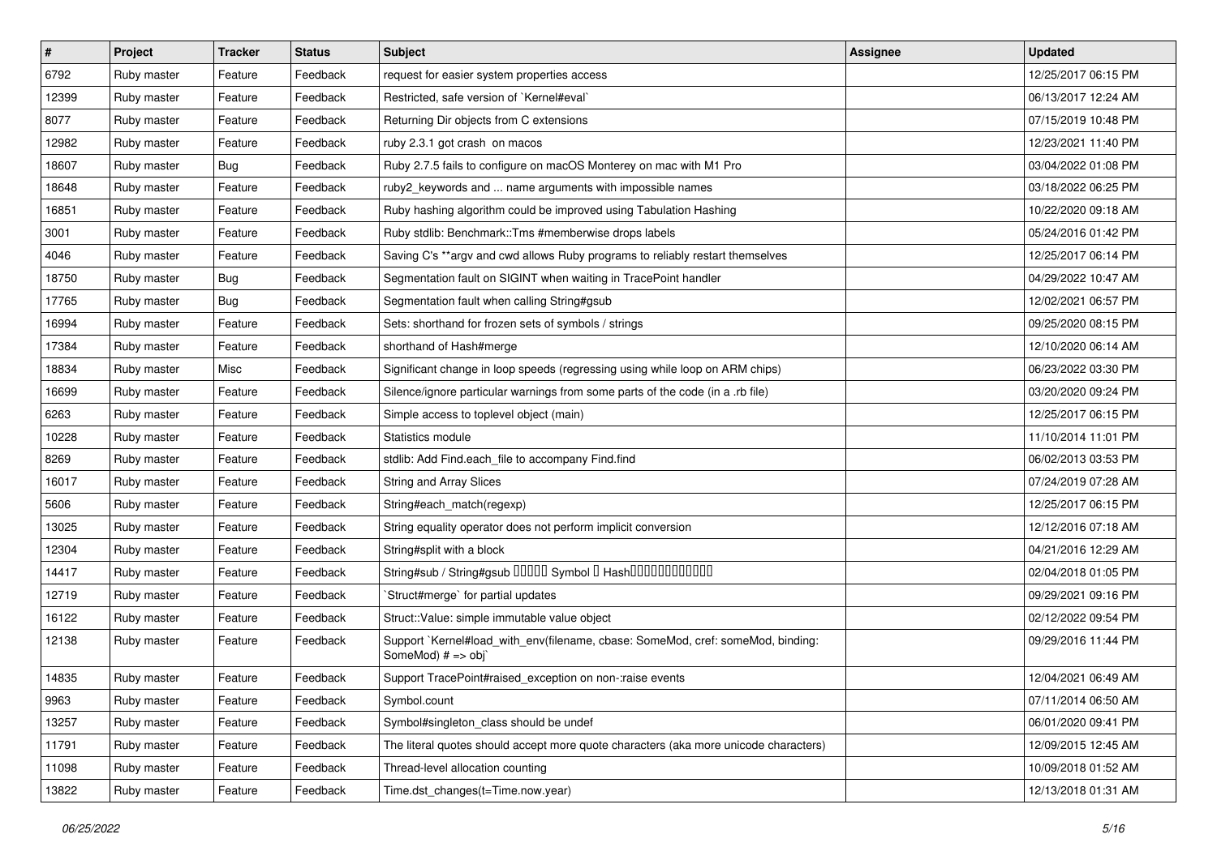| # | Project | Tracker | Status | Subject | Assignee | Updated |
|---|---|---|---|---|---|---|
| 6792 | Ruby master | Feature | Feedback | request for easier system properties access | | 12/25/2017 06:15 PM |
| 12399 | Ruby master | Feature | Feedback | Restricted, safe version of `Kernel#eval` | | 06/13/2017 12:24 AM |
| 8077 | Ruby master | Feature | Feedback | Returning Dir objects from C extensions | | 07/15/2019 10:48 PM |
| 12982 | Ruby master | Feature | Feedback | ruby 2.3.1 got crash on macos | | 12/23/2021 11:40 PM |
| 18607 | Ruby master | Bug | Feedback | Ruby 2.7.5 fails to configure on macOS Monterey on mac with M1 Pro | | 03/04/2022 01:08 PM |
| 18648 | Ruby master | Feature | Feedback | ruby2_keywords and ... name arguments with impossible names | | 03/18/2022 06:25 PM |
| 16851 | Ruby master | Feature | Feedback | Ruby hashing algorithm could be improved using Tabulation Hashing | | 10/22/2020 09:18 AM |
| 3001 | Ruby master | Feature | Feedback | Ruby stdlib: Benchmark::Tms #memberwise drops labels | | 05/24/2016 01:42 PM |
| 4046 | Ruby master | Feature | Feedback | Saving C's **argv and cwd allows Ruby programs to reliably restart themselves | | 12/25/2017 06:14 PM |
| 18750 | Ruby master | Bug | Feedback | Segmentation fault on SIGINT when waiting in TracePoint handler | | 04/29/2022 10:47 AM |
| 17765 | Ruby master | Bug | Feedback | Segmentation fault when calling String#gsub | | 12/02/2021 06:57 PM |
| 16994 | Ruby master | Feature | Feedback | Sets: shorthand for frozen sets of symbols / strings | | 09/25/2020 08:15 PM |
| 17384 | Ruby master | Feature | Feedback | shorthand of Hash#merge | | 12/10/2020 06:14 AM |
| 18834 | Ruby master | Misc | Feedback | Significant change in loop speeds (regressing using while loop on ARM chips) | | 06/23/2022 03:30 PM |
| 16699 | Ruby master | Feature | Feedback | Silence/ignore particular warnings from some parts of the code (in a .rb file) | | 03/20/2020 09:24 PM |
| 6263 | Ruby master | Feature | Feedback | Simple access to toplevel object (main) | | 12/25/2017 06:15 PM |
| 10228 | Ruby master | Feature | Feedback | Statistics module | | 11/10/2014 11:01 PM |
| 8269 | Ruby master | Feature | Feedback | stdlib: Add Find.each_file to accompany Find.find | | 06/02/2013 03:53 PM |
| 16017 | Ruby master | Feature | Feedback | String and Array Slices | | 07/24/2019 07:28 AM |
| 5606 | Ruby master | Feature | Feedback | String#each_match(regexp) | | 12/25/2017 06:15 PM |
| 13025 | Ruby master | Feature | Feedback | String equality operator does not perform implicit conversion | | 12/12/2016 07:18 AM |
| 12304 | Ruby master | Feature | Feedback | String#split with a block | | 04/21/2016 12:29 AM |
| 14417 | Ruby master | Feature | Feedback | String#sub / String#gsub □□□□□ Symbol □ Hash□□□□□□□□□□□□ | | 02/04/2018 01:05 PM |
| 12719 | Ruby master | Feature | Feedback | `Struct#merge` for partial updates | | 09/29/2021 09:16 PM |
| 16122 | Ruby master | Feature | Feedback | Struct::Value: simple immutable value object | | 02/12/2022 09:54 PM |
| 12138 | Ruby master | Feature | Feedback | Support `Kernel#load_with_env(filename, cbase: SomeMod, cref: someMod, binding: SomeMod) # => obj` | | 09/29/2016 11:44 PM |
| 14835 | Ruby master | Feature | Feedback | Support TracePoint#raised_exception on non-:raise events | | 12/04/2021 06:49 AM |
| 9963 | Ruby master | Feature | Feedback | Symbol.count | | 07/11/2014 06:50 AM |
| 13257 | Ruby master | Feature | Feedback | Symbol#singleton_class should be undef | | 06/01/2020 09:41 PM |
| 11791 | Ruby master | Feature | Feedback | The literal quotes should accept more quote characters (aka more unicode characters) | | 12/09/2015 12:45 AM |
| 11098 | Ruby master | Feature | Feedback | Thread-level allocation counting | | 10/09/2018 01:52 AM |
| 13822 | Ruby master | Feature | Feedback | Time.dst_changes(t=Time.now.year) | | 12/13/2018 01:31 AM |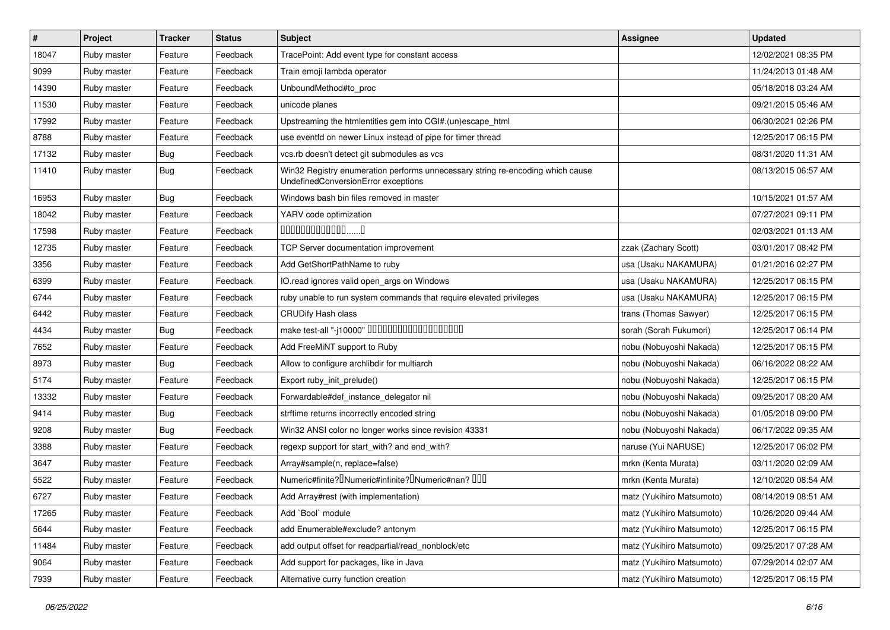| # | Project | Tracker | Status | Subject | Assignee | Updated |
|---|---|---|---|---|---|---|
| 18047 | Ruby master | Feature | Feedback | TracePoint: Add event type for constant access | | 12/02/2021 08:35 PM |
| 9099 | Ruby master | Feature | Feedback | Train emoji lambda operator | | 11/24/2013 01:48 AM |
| 14390 | Ruby master | Feature | Feedback | UnboundMethod#to_proc | | 05/18/2018 03:24 AM |
| 11530 | Ruby master | Feature | Feedback | unicode planes | | 09/21/2015 05:46 AM |
| 17992 | Ruby master | Feature | Feedback | Upstreaming the htmlentities gem into CGI#.(un)escape_html | | 06/30/2021 02:26 PM |
| 8788 | Ruby master | Feature | Feedback | use eventfd on newer Linux instead of pipe for timer thread | | 12/25/2017 06:15 PM |
| 17132 | Ruby master | Bug | Feedback | vcs.rb doesn't detect git submodules as vcs | | 08/31/2020 11:31 AM |
| 11410 | Ruby master | Bug | Feedback | Win32 Registry enumeration performs unnecessary string re-encoding which cause UndefinedConversionError exceptions | | 08/13/2015 06:57 AM |
| 16953 | Ruby master | Bug | Feedback | Windows bash bin files removed in master | | 10/15/2021 01:57 AM |
| 18042 | Ruby master | Feature | Feedback | YARV code optimization | | 07/27/2021 09:11 PM |
| 17598 | Ruby master | Feature | Feedback | 00000000000000......0 | | 02/03/2021 01:13 AM |
| 12735 | Ruby master | Feature | Feedback | TCP Server documentation improvement | zzak (Zachary Scott) | 03/01/2017 08:42 PM |
| 3356 | Ruby master | Feature | Feedback | Add GetShortPathName to ruby | usa (Usaku NAKAMURA) | 01/21/2016 02:27 PM |
| 6399 | Ruby master | Feature | Feedback | IO.read ignores valid open_args on Windows | usa (Usaku NAKAMURA) | 12/25/2017 06:15 PM |
| 6744 | Ruby master | Feature | Feedback | ruby unable to run system commands that require elevated privileges | usa (Usaku NAKAMURA) | 12/25/2017 06:15 PM |
| 6442 | Ruby master | Feature | Feedback | CRUDify Hash class | trans (Thomas Sawyer) | 12/25/2017 06:15 PM |
| 4434 | Ruby master | Bug | Feedback | make test-all "-j10000" 0000000000000000000 | sorah (Sorah Fukumori) | 12/25/2017 06:14 PM |
| 7652 | Ruby master | Feature | Feedback | Add FreeMiNT support to Ruby | nobu (Nobuyoshi Nakada) | 12/25/2017 06:15 PM |
| 8973 | Ruby master | Bug | Feedback | Allow to configure archlibdir for multiarch | nobu (Nobuyoshi Nakada) | 06/16/2022 08:22 AM |
| 5174 | Ruby master | Feature | Feedback | Export ruby_init_prelude() | nobu (Nobuyoshi Nakada) | 12/25/2017 06:15 PM |
| 13332 | Ruby master | Feature | Feedback | Forwardable#def_instance_delegator nil | nobu (Nobuyoshi Nakada) | 09/25/2017 08:20 AM |
| 9414 | Ruby master | Bug | Feedback | strftime returns incorrectly encoded string | nobu (Nobuyoshi Nakada) | 01/05/2018 09:00 PM |
| 9208 | Ruby master | Bug | Feedback | Win32 ANSI color no longer works since revision 43331 | nobu (Nobuyoshi Nakada) | 06/17/2022 09:35 AM |
| 3388 | Ruby master | Feature | Feedback | regexp support for start_with? and end_with? | naruse (Yui NARUSE) | 12/25/2017 06:02 PM |
| 3647 | Ruby master | Feature | Feedback | Array#sample(n, replace=false) | mrkn (Kenta Murata) | 03/11/2020 02:09 AM |
| 5522 | Ruby master | Feature | Feedback | Numeric#finite?0Numeric#infinite?0Numeric#nan? 000 | mrkn (Kenta Murata) | 12/10/2020 08:54 AM |
| 6727 | Ruby master | Feature | Feedback | Add Array#rest (with implementation) | matz (Yukihiro Matsumoto) | 08/14/2019 08:51 AM |
| 17265 | Ruby master | Feature | Feedback | Add `Bool` module | matz (Yukihiro Matsumoto) | 10/26/2020 09:44 AM |
| 5644 | Ruby master | Feature | Feedback | add Enumerable#exclude? antonym | matz (Yukihiro Matsumoto) | 12/25/2017 06:15 PM |
| 11484 | Ruby master | Feature | Feedback | add output offset for readpartial/read_nonblock/etc | matz (Yukihiro Matsumoto) | 09/25/2017 07:28 AM |
| 9064 | Ruby master | Feature | Feedback | Add support for packages, like in Java | matz (Yukihiro Matsumoto) | 07/29/2014 02:07 AM |
| 7939 | Ruby master | Feature | Feedback | Alternative curry function creation | matz (Yukihiro Matsumoto) | 12/25/2017 06:15 PM |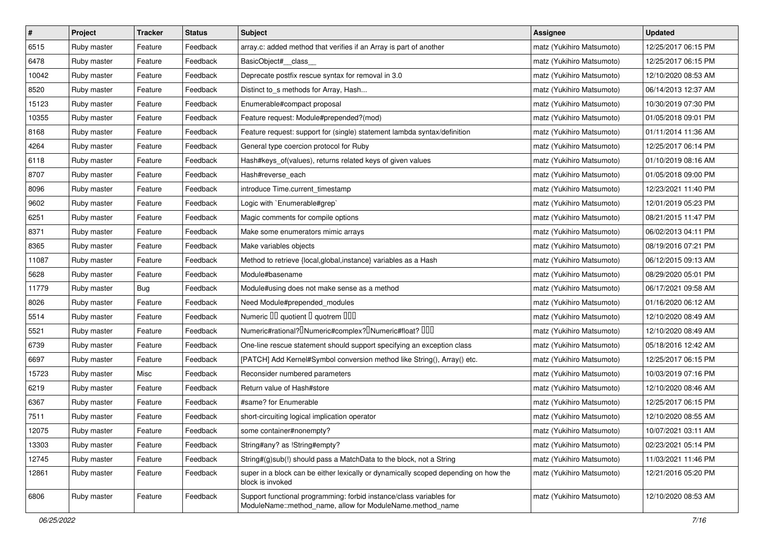| # | Project | Tracker | Status | Subject | Assignee | Updated |
|---|---|---|---|---|---|---|
| 6515 | Ruby master | Feature | Feedback | array.c: added method that verifies if an Array is part of another | matz (Yukihiro Matsumoto) | 12/25/2017 06:15 PM |
| 6478 | Ruby master | Feature | Feedback | BasicObject#__class__ | matz (Yukihiro Matsumoto) | 12/25/2017 06:15 PM |
| 10042 | Ruby master | Feature | Feedback | Deprecate postfix rescue syntax for removal in 3.0 | matz (Yukihiro Matsumoto) | 12/10/2020 08:53 AM |
| 8520 | Ruby master | Feature | Feedback | Distinct to_s methods for Array, Hash... | matz (Yukihiro Matsumoto) | 06/14/2013 12:37 AM |
| 15123 | Ruby master | Feature | Feedback | Enumerable#compact proposal | matz (Yukihiro Matsumoto) | 10/30/2019 07:30 PM |
| 10355 | Ruby master | Feature | Feedback | Feature request: Module#prepended?(mod) | matz (Yukihiro Matsumoto) | 01/05/2018 09:01 PM |
| 8168 | Ruby master | Feature | Feedback | Feature request: support for (single) statement lambda syntax/definition | matz (Yukihiro Matsumoto) | 01/11/2014 11:36 AM |
| 4264 | Ruby master | Feature | Feedback | General type coercion protocol for Ruby | matz (Yukihiro Matsumoto) | 12/25/2017 06:14 PM |
| 6118 | Ruby master | Feature | Feedback | Hash#keys_of(values), returns related keys of given values | matz (Yukihiro Matsumoto) | 01/10/2019 08:16 AM |
| 8707 | Ruby master | Feature | Feedback | Hash#reverse_each | matz (Yukihiro Matsumoto) | 01/05/2018 09:00 PM |
| 8096 | Ruby master | Feature | Feedback | introduce Time.current_timestamp | matz (Yukihiro Matsumoto) | 12/23/2021 11:40 PM |
| 9602 | Ruby master | Feature | Feedback | Logic with `Enumerable#grep` | matz (Yukihiro Matsumoto) | 12/01/2019 05:23 PM |
| 6251 | Ruby master | Feature | Feedback | Magic comments for compile options | matz (Yukihiro Matsumoto) | 08/21/2015 11:47 PM |
| 8371 | Ruby master | Feature | Feedback | Make some enumerators mimic arrays | matz (Yukihiro Matsumoto) | 06/02/2013 04:11 PM |
| 8365 | Ruby master | Feature | Feedback | Make variables objects | matz (Yukihiro Matsumoto) | 08/19/2016 07:21 PM |
| 11087 | Ruby master | Feature | Feedback | Method to retrieve {local,global,instance} variables as a Hash | matz (Yukihiro Matsumoto) | 06/12/2015 09:13 AM |
| 5628 | Ruby master | Feature | Feedback | Module#basename | matz (Yukihiro Matsumoto) | 08/29/2020 05:01 PM |
| 11779 | Ruby master | Bug | Feedback | Module#using does not make sense as a method | matz (Yukihiro Matsumoto) | 06/17/2021 09:58 AM |
| 8026 | Ruby master | Feature | Feedback | Need Module#prepended_modules | matz (Yukihiro Matsumoto) | 01/16/2020 06:12 AM |
| 5514 | Ruby master | Feature | Feedback | Numeric □□ quotient □ quotrem □□□ | matz (Yukihiro Matsumoto) | 12/10/2020 08:49 AM |
| 5521 | Ruby master | Feature | Feedback | Numeric#rational?□Numeric#complex?□Numeric#float? □□□ | matz (Yukihiro Matsumoto) | 12/10/2020 08:49 AM |
| 6739 | Ruby master | Feature | Feedback | One-line rescue statement should support specifying an exception class | matz (Yukihiro Matsumoto) | 05/18/2016 12:42 AM |
| 6697 | Ruby master | Feature | Feedback | [PATCH] Add Kernel#Symbol conversion method like String(), Array() etc. | matz (Yukihiro Matsumoto) | 12/25/2017 06:15 PM |
| 15723 | Ruby master | Misc | Feedback | Reconsider numbered parameters | matz (Yukihiro Matsumoto) | 10/03/2019 07:16 PM |
| 6219 | Ruby master | Feature | Feedback | Return value of Hash#store | matz (Yukihiro Matsumoto) | 12/10/2020 08:46 AM |
| 6367 | Ruby master | Feature | Feedback | #same? for Enumerable | matz (Yukihiro Matsumoto) | 12/25/2017 06:15 PM |
| 7511 | Ruby master | Feature | Feedback | short-circuiting logical implication operator | matz (Yukihiro Matsumoto) | 12/10/2020 08:55 AM |
| 12075 | Ruby master | Feature | Feedback | some container#nonempty? | matz (Yukihiro Matsumoto) | 10/07/2021 03:11 AM |
| 13303 | Ruby master | Feature | Feedback | String#any? as !String#empty? | matz (Yukihiro Matsumoto) | 02/23/2021 05:14 PM |
| 12745 | Ruby master | Feature | Feedback | String#(g)sub(!) should pass a MatchData to the block, not a String | matz (Yukihiro Matsumoto) | 11/03/2021 11:46 PM |
| 12861 | Ruby master | Feature | Feedback | super in a block can be either lexically or dynamically scoped depending on how the block is invoked | matz (Yukihiro Matsumoto) | 12/21/2016 05:20 PM |
| 6806 | Ruby master | Feature | Feedback | Support functional programming: forbid instance/class variables for ModuleName::method_name, allow for ModuleName.method_name | matz (Yukihiro Matsumoto) | 12/10/2020 08:53 AM |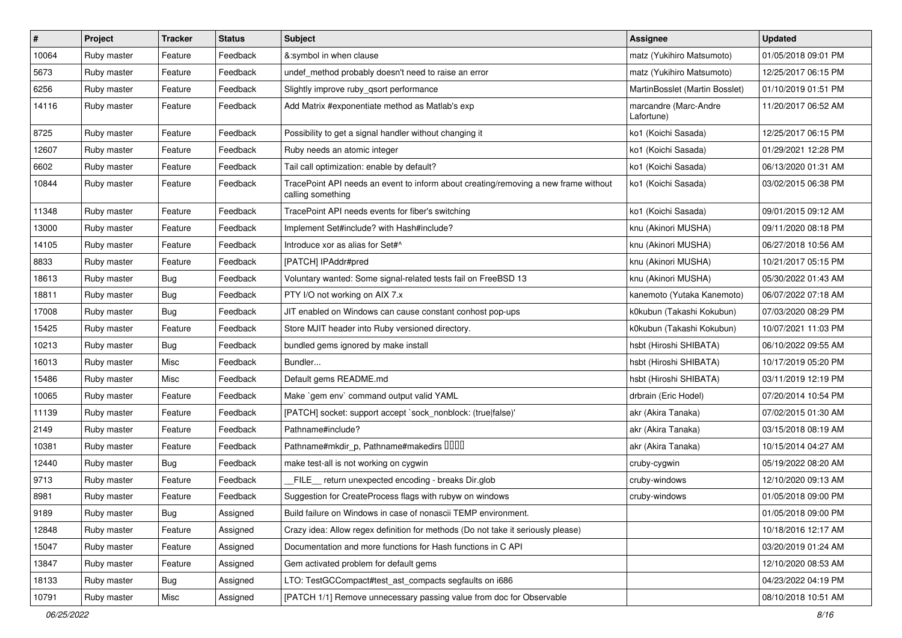| # | Project | Tracker | Status | Subject | Assignee | Updated |
|---|---|---|---|---|---|---|
| 10064 | Ruby master | Feature | Feedback | &:symbol in when clause | matz (Yukihiro Matsumoto) | 01/05/2018 09:01 PM |
| 5673 | Ruby master | Feature | Feedback | undef_method probably doesn't need to raise an error | matz (Yukihiro Matsumoto) | 12/25/2017 06:15 PM |
| 6256 | Ruby master | Feature | Feedback | Slightly improve ruby_qsort performance | MartinBosslet (Martin Bosslet) | 01/10/2019 01:51 PM |
| 14116 | Ruby master | Feature | Feedback | Add Matrix #exponentiate method as Matlab's exp | marcandre (Marc-Andre Lafortune) | 11/20/2017 06:52 AM |
| 8725 | Ruby master | Feature | Feedback | Possibility to get a signal handler without changing it | ko1 (Koichi Sasada) | 12/25/2017 06:15 PM |
| 12607 | Ruby master | Feature | Feedback | Ruby needs an atomic integer | ko1 (Koichi Sasada) | 01/29/2021 12:28 PM |
| 6602 | Ruby master | Feature | Feedback | Tail call optimization: enable by default? | ko1 (Koichi Sasada) | 06/13/2020 01:31 AM |
| 10844 | Ruby master | Feature | Feedback | TracePoint API needs an event to inform about creating/removing a new frame without calling something | ko1 (Koichi Sasada) | 03/02/2015 06:38 PM |
| 11348 | Ruby master | Feature | Feedback | TracePoint API needs events for fiber's switching | ko1 (Koichi Sasada) | 09/01/2015 09:12 AM |
| 13000 | Ruby master | Feature | Feedback | Implement Set#include? with Hash#include? | knu (Akinori MUSHA) | 09/11/2020 08:18 PM |
| 14105 | Ruby master | Feature | Feedback | Introduce xor as alias for Set#^ | knu (Akinori MUSHA) | 06/27/2018 10:56 AM |
| 8833 | Ruby master | Feature | Feedback | [PATCH] IPAddr#pred | knu (Akinori MUSHA) | 10/21/2017 05:15 PM |
| 18613 | Ruby master | Bug | Feedback | Voluntary wanted: Some signal-related tests fail on FreeBSD 13 | knu (Akinori MUSHA) | 05/30/2022 01:43 AM |
| 18811 | Ruby master | Bug | Feedback | PTY I/O not working on AIX 7.x | kanemoto (Yutaka Kanemoto) | 06/07/2022 07:18 AM |
| 17008 | Ruby master | Bug | Feedback | JIT enabled on Windows can cause constant conhost pop-ups | k0kubun (Takashi Kokubun) | 07/03/2020 08:29 PM |
| 15425 | Ruby master | Feature | Feedback | Store MJIT header into Ruby versioned directory. | k0kubun (Takashi Kokubun) | 10/07/2021 11:03 PM |
| 10213 | Ruby master | Bug | Feedback | bundled gems ignored by make install | hsbt (Hiroshi SHIBATA) | 06/10/2022 09:55 AM |
| 16013 | Ruby master | Misc | Feedback | Bundler... | hsbt (Hiroshi SHIBATA) | 10/17/2019 05:20 PM |
| 15486 | Ruby master | Misc | Feedback | Default gems README.md | hsbt (Hiroshi SHIBATA) | 03/11/2019 12:19 PM |
| 10065 | Ruby master | Feature | Feedback | Make `gem env` command output valid YAML | drbrain (Eric Hodel) | 07/20/2014 10:54 PM |
| 11139 | Ruby master | Feature | Feedback | [PATCH] socket: support accept `sock_nonblock: (true\|false)' | akr (Akira Tanaka) | 07/02/2015 01:30 AM |
| 2149 | Ruby master | Feature | Feedback | Pathname#include? | akr (Akira Tanaka) | 03/15/2018 08:19 AM |
| 10381 | Ruby master | Feature | Feedback | Pathname#mkdir_p, Pathname#makedirs ���� | akr (Akira Tanaka) | 10/15/2014 04:27 AM |
| 12440 | Ruby master | Bug | Feedback | make test-all is not working on cygwin | cruby-cygwin | 05/19/2022 08:20 AM |
| 9713 | Ruby master | Feature | Feedback | __FILE__ return unexpected encoding - breaks Dir.glob | cruby-windows | 12/10/2020 09:13 AM |
| 8981 | Ruby master | Feature | Feedback | Suggestion for CreateProcess flags with rubyw on windows | cruby-windows | 01/05/2018 09:00 PM |
| 9189 | Ruby master | Bug | Assigned | Build failure on Windows in case of nonascii TEMP environment. | | 01/05/2018 09:00 PM |
| 12848 | Ruby master | Feature | Assigned | Crazy idea: Allow regex definition for methods (Do not take it seriously please) | | 10/18/2016 12:17 AM |
| 15047 | Ruby master | Feature | Assigned | Documentation and more functions for Hash functions in C API | | 03/20/2019 01:24 AM |
| 13847 | Ruby master | Feature | Assigned | Gem activated problem for default gems | | 12/10/2020 08:53 AM |
| 18133 | Ruby master | Bug | Assigned | LTO: TestGCCompact#test_ast_compacts segfaults on i686 | | 04/23/2022 04:19 PM |
| 10791 | Ruby master | Misc | Assigned | [PATCH 1/1] Remove unnecessary passing value from doc for Observable | | 08/10/2018 10:51 AM |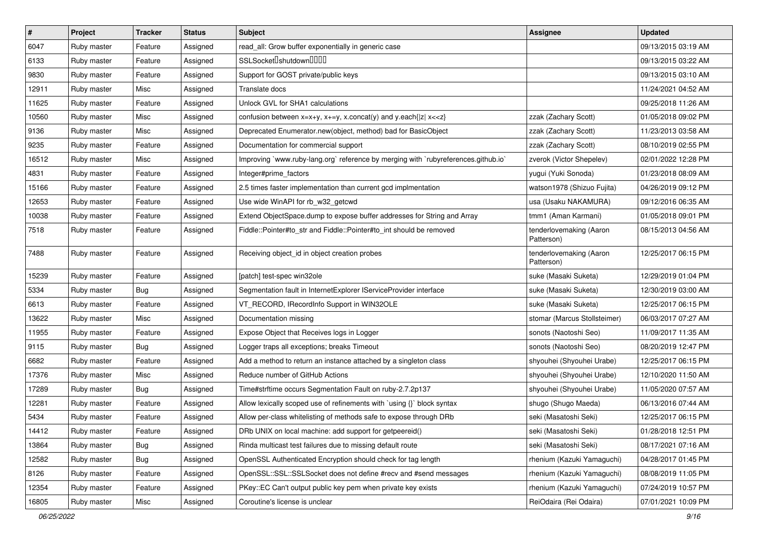| # | Project | Tracker | Status | Subject | Assignee | Updated |
|---|---|---|---|---|---|---|
| 6047 | Ruby master | Feature | Assigned | read_all: Grow buffer exponentially in generic case | | 09/13/2015 03:19 AM |
| 6133 | Ruby master | Feature | Assigned | SSLSocket<?>shutdown<????> | | 09/13/2015 03:22 AM |
| 9830 | Ruby master | Feature | Assigned | Support for GOST private/public keys | | 09/13/2015 03:10 AM |
| 12911 | Ruby master | Misc | Assigned | Translate docs | | 11/24/2021 04:52 AM |
| 11625 | Ruby master | Feature | Assigned | Unlock GVL for SHA1 calculations | | 09/25/2018 11:26 AM |
| 10560 | Ruby master | Misc | Assigned | confusion between x=x+y, x+=y, x.concat(y) and y.each{\|z\| x<<z} | zzak (Zachary Scott) | 01/05/2018 09:02 PM |
| 9136 | Ruby master | Misc | Assigned | Deprecated Enumerator.new(object, method) bad for BasicObject | zzak (Zachary Scott) | 11/23/2013 03:58 AM |
| 9235 | Ruby master | Feature | Assigned | Documentation for commercial support | zzak (Zachary Scott) | 08/10/2019 02:55 PM |
| 16512 | Ruby master | Misc | Assigned | Improving `www.ruby-lang.org` reference by merging with `rubyreferences.github.io` | zverok (Victor Shepelev) | 02/01/2022 12:28 PM |
| 4831 | Ruby master | Feature | Assigned | Integer#prime_factors | yugui (Yuki Sonoda) | 01/23/2018 08:09 AM |
| 15166 | Ruby master | Feature | Assigned | 2.5 times faster implementation than current gcd implmentation | watson1978 (Shizuo Fujita) | 04/26/2019 09:12 PM |
| 12653 | Ruby master | Feature | Assigned | Use wide WinAPI for rb_w32_getcwd | usa (Usaku NAKAMURA) | 09/12/2016 06:35 AM |
| 10038 | Ruby master | Feature | Assigned | Extend ObjectSpace.dump to expose buffer addresses for String and Array | tmm1 (Aman Karmani) | 01/05/2018 09:01 PM |
| 7518 | Ruby master | Feature | Assigned | Fiddle::Pointer#to_str and Fiddle::Pointer#to_int should be removed | tenderlovemaking (Aaron Patterson) | 08/15/2013 04:56 AM |
| 7488 | Ruby master | Feature | Assigned | Receiving object_id in object creation probes | tenderlovemaking (Aaron Patterson) | 12/25/2017 06:15 PM |
| 15239 | Ruby master | Feature | Assigned | [patch] test-spec win32ole | suke (Masaki Suketa) | 12/29/2019 01:04 PM |
| 5334 | Ruby master | Bug | Assigned | Segmentation fault in InternetExplorer IServiceProvider interface | suke (Masaki Suketa) | 12/30/2019 03:00 AM |
| 6613 | Ruby master | Feature | Assigned | VT_RECORD, IRecordInfo Support in WIN32OLE | suke (Masaki Suketa) | 12/25/2017 06:15 PM |
| 13622 | Ruby master | Misc | Assigned | Documentation missing | stomar (Marcus Stollsteimer) | 06/03/2017 07:27 AM |
| 11955 | Ruby master | Feature | Assigned | Expose Object that Receives logs in Logger | sonots (Naotoshi Seo) | 11/09/2017 11:35 AM |
| 9115 | Ruby master | Bug | Assigned | Logger traps all exceptions; breaks Timeout | sonots (Naotoshi Seo) | 08/20/2019 12:47 PM |
| 6682 | Ruby master | Feature | Assigned | Add a method to return an instance attached by a singleton class | shyouhei (Shyouhei Urabe) | 12/25/2017 06:15 PM |
| 17376 | Ruby master | Misc | Assigned | Reduce number of GitHub Actions | shyouhei (Shyouhei Urabe) | 12/10/2020 11:50 AM |
| 17289 | Ruby master | Bug | Assigned | Time#strftime occurs Segmentation Fault on ruby-2.7.2p137 | shyouhei (Shyouhei Urabe) | 11/05/2020 07:57 AM |
| 12281 | Ruby master | Feature | Assigned | Allow lexically scoped use of refinements with `using {}` block syntax | shugo (Shugo Maeda) | 06/13/2016 07:44 AM |
| 5434 | Ruby master | Feature | Assigned | Allow per-class whitelisting of methods safe to expose through DRb | seki (Masatoshi Seki) | 12/25/2017 06:15 PM |
| 14412 | Ruby master | Feature | Assigned | DRb UNIX on local machine: add support for getpeereid() | seki (Masatoshi Seki) | 01/28/2018 12:51 PM |
| 13864 | Ruby master | Bug | Assigned | Rinda multicast test failures due to missing default route | seki (Masatoshi Seki) | 08/17/2021 07:16 AM |
| 12582 | Ruby master | Bug | Assigned | OpenSSL Authenticated Encryption should check for tag length | rhenium (Kazuki Yamaguchi) | 04/28/2017 01:45 PM |
| 8126 | Ruby master | Feature | Assigned | OpenSSL::SSL::SSLSocket does not define #recv and #send messages | rhenium (Kazuki Yamaguchi) | 08/08/2019 11:05 PM |
| 12354 | Ruby master | Feature | Assigned | PKey::EC Can't output public key pem when private key exists | rhenium (Kazuki Yamaguchi) | 07/24/2019 10:57 PM |
| 16805 | Ruby master | Misc | Assigned | Coroutine's license is unclear | ReiOdaira (Rei Odaira) | 07/01/2021 10:09 PM |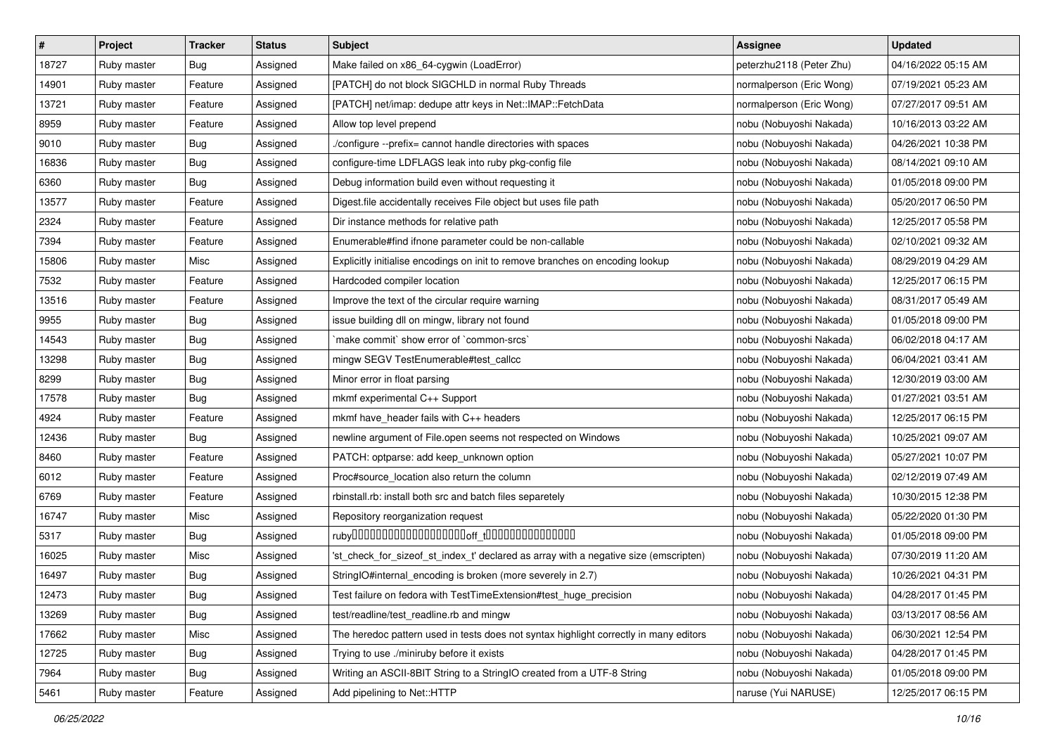| # | Project | Tracker | Status | Subject | Assignee | Updated |
|---|---|---|---|---|---|---|
| 18727 | Ruby master | Bug | Assigned | Make failed on x86_64-cygwin (LoadError) | peterzhu2118 (Peter Zhu) | 04/16/2022 05:15 AM |
| 14901 | Ruby master | Feature | Assigned | [PATCH] do not block SIGCHLD in normal Ruby Threads | normalperson (Eric Wong) | 07/19/2021 05:23 AM |
| 13721 | Ruby master | Feature | Assigned | [PATCH] net/imap: dedupe attr keys in Net::IMAP::FetchData | normalperson (Eric Wong) | 07/27/2017 09:51 AM |
| 8959 | Ruby master | Feature | Assigned | Allow top level prepend | nobu (Nobuyoshi Nakada) | 10/16/2013 03:22 AM |
| 9010 | Ruby master | Bug | Assigned | ./configure --prefix= cannot handle directories with spaces | nobu (Nobuyoshi Nakada) | 04/26/2021 10:38 PM |
| 16836 | Ruby master | Bug | Assigned | configure-time LDFLAGS leak into ruby pkg-config file | nobu (Nobuyoshi Nakada) | 08/14/2021 09:10 AM |
| 6360 | Ruby master | Bug | Assigned | Debug information build even without requesting it | nobu (Nobuyoshi Nakada) | 01/05/2018 09:00 PM |
| 13577 | Ruby master | Feature | Assigned | Digest.file accidentally receives File object but uses file path | nobu (Nobuyoshi Nakada) | 05/20/2017 06:50 PM |
| 2324 | Ruby master | Feature | Assigned | Dir instance methods for relative path | nobu (Nobuyoshi Nakada) | 12/25/2017 05:58 PM |
| 7394 | Ruby master | Feature | Assigned | Enumerable#find ifnone parameter could be non-callable | nobu (Nobuyoshi Nakada) | 02/10/2021 09:32 AM |
| 15806 | Ruby master | Misc | Assigned | Explicitly initialise encodings on init to remove branches on encoding lookup | nobu (Nobuyoshi Nakada) | 08/29/2019 04:29 AM |
| 7532 | Ruby master | Feature | Assigned | Hardcoded compiler location | nobu (Nobuyoshi Nakada) | 12/25/2017 06:15 PM |
| 13516 | Ruby master | Feature | Assigned | Improve the text of the circular require warning | nobu (Nobuyoshi Nakada) | 08/31/2017 05:49 AM |
| 9955 | Ruby master | Bug | Assigned | issue building dll on mingw, library not found | nobu (Nobuyoshi Nakada) | 01/05/2018 09:00 PM |
| 14543 | Ruby master | Bug | Assigned | `make commit` show error of `common-srcs` | nobu (Nobuyoshi Nakada) | 06/02/2018 04:17 AM |
| 13298 | Ruby master | Bug | Assigned | mingw SEGV TestEnumerable#test_callcc | nobu (Nobuyoshi Nakada) | 06/04/2021 03:41 AM |
| 8299 | Ruby master | Bug | Assigned | Minor error in float parsing | nobu (Nobuyoshi Nakada) | 12/30/2019 03:00 AM |
| 17578 | Ruby master | Bug | Assigned | mkmf experimental C++ Support | nobu (Nobuyoshi Nakada) | 01/27/2021 03:51 AM |
| 4924 | Ruby master | Feature | Assigned | mkmf have_header fails with C++ headers | nobu (Nobuyoshi Nakada) | 12/25/2017 06:15 PM |
| 12436 | Ruby master | Bug | Assigned | newline argument of File.open seems not respected on Windows | nobu (Nobuyoshi Nakada) | 10/25/2021 09:07 AM |
| 8460 | Ruby master | Feature | Assigned | PATCH: optparse: add keep_unknown option | nobu (Nobuyoshi Nakada) | 05/27/2021 10:07 PM |
| 6012 | Ruby master | Feature | Assigned | Proc#source_location also return the column | nobu (Nobuyoshi Nakada) | 02/12/2019 07:49 AM |
| 6769 | Ruby master | Feature | Assigned | rbinstall.rb: install both src and batch files separetely | nobu (Nobuyoshi Nakada) | 10/30/2015 12:38 PM |
| 16747 | Ruby master | Misc | Assigned | Repository reorganization request | nobu (Nobuyoshi Nakada) | 05/22/2020 01:30 PM |
| 5317 | Ruby master | Bug | Assigned | ruby□□□□□□□□□□□□□□□□□□□off_t□□□□□□□□□□□□□□□ | nobu (Nobuyoshi Nakada) | 01/05/2018 09:00 PM |
| 16025 | Ruby master | Misc | Assigned | 'st_check_for_sizeof_st_index_t' declared as array with a negative size (emscripten) | nobu (Nobuyoshi Nakada) | 07/30/2019 11:20 AM |
| 16497 | Ruby master | Bug | Assigned | StringIO#internal_encoding is broken (more severely in 2.7) | nobu (Nobuyoshi Nakada) | 10/26/2021 04:31 PM |
| 12473 | Ruby master | Bug | Assigned | Test failure on fedora with TestTimeExtension#test_huge_precision | nobu (Nobuyoshi Nakada) | 04/28/2017 01:45 PM |
| 13269 | Ruby master | Bug | Assigned | test/readline/test_readline.rb and mingw | nobu (Nobuyoshi Nakada) | 03/13/2017 08:56 AM |
| 17662 | Ruby master | Misc | Assigned | The heredoc pattern used in tests does not syntax highlight correctly in many editors | nobu (Nobuyoshi Nakada) | 06/30/2021 12:54 PM |
| 12725 | Ruby master | Bug | Assigned | Trying to use ./miniruby before it exists | nobu (Nobuyoshi Nakada) | 04/28/2017 01:45 PM |
| 7964 | Ruby master | Bug | Assigned | Writing an ASCII-8BIT String to a StringIO created from a UTF-8 String | nobu (Nobuyoshi Nakada) | 01/05/2018 09:00 PM |
| 5461 | Ruby master | Feature | Assigned | Add pipelining to Net::HTTP | naruse (Yui NARUSE) | 12/25/2017 06:15 PM |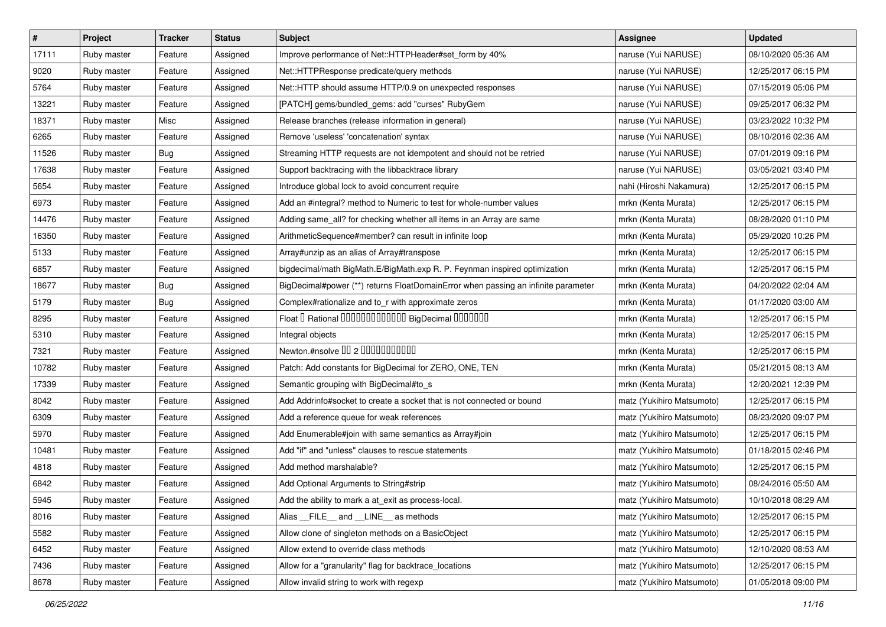| # | Project | Tracker | Status | Subject | Assignee | Updated |
|---|---|---|---|---|---|---|
| 17111 | Ruby master | Feature | Assigned | Improve performance of Net::HTTPHeader#set_form by 40% | naruse (Yui NARUSE) | 08/10/2020 05:36 AM |
| 9020 | Ruby master | Feature | Assigned | Net::HTTPResponse predicate/query methods | naruse (Yui NARUSE) | 12/25/2017 06:15 PM |
| 5764 | Ruby master | Feature | Assigned | Net::HTTP should assume HTTP/0.9 on unexpected responses | naruse (Yui NARUSE) | 07/15/2019 05:06 PM |
| 13221 | Ruby master | Feature | Assigned | [PATCH] gems/bundled_gems: add "curses" RubyGem | naruse (Yui NARUSE) | 09/25/2017 06:32 PM |
| 18371 | Ruby master | Misc | Assigned | Release branches (release information in general) | naruse (Yui NARUSE) | 03/23/2022 10:32 PM |
| 6265 | Ruby master | Feature | Assigned | Remove 'useless' 'concatenation' syntax | naruse (Yui NARUSE) | 08/10/2016 02:36 AM |
| 11526 | Ruby master | Bug | Assigned | Streaming HTTP requests are not idempotent and should not be retried | naruse (Yui NARUSE) | 07/01/2019 09:16 PM |
| 17638 | Ruby master | Feature | Assigned | Support backtracing with the libbacktrace library | naruse (Yui NARUSE) | 03/05/2021 03:40 PM |
| 5654 | Ruby master | Feature | Assigned | Introduce global lock to avoid concurrent require | nahi (Hiroshi Nakamura) | 12/25/2017 06:15 PM |
| 6973 | Ruby master | Feature | Assigned | Add an #integral? method to Numeric to test for whole-number values | mrkn (Kenta Murata) | 12/25/2017 06:15 PM |
| 14476 | Ruby master | Feature | Assigned | Adding same_all? for checking whether all items in an Array are same | mrkn (Kenta Murata) | 08/28/2020 01:10 PM |
| 16350 | Ruby master | Feature | Assigned | ArithmeticSequence#member? can result in infinite loop | mrkn (Kenta Murata) | 05/29/2020 10:26 PM |
| 5133 | Ruby master | Feature | Assigned | Array#unzip as an alias of Array#transpose | mrkn (Kenta Murata) | 12/25/2017 06:15 PM |
| 6857 | Ruby master | Feature | Assigned | bigdecimal/math BigMath.E/BigMath.exp R. P. Feynman inspired optimization | mrkn (Kenta Murata) | 12/25/2017 06:15 PM |
| 18677 | Ruby master | Bug | Assigned | BigDecimal#power (**) returns FloatDomainError when passing an infinite parameter | mrkn (Kenta Murata) | 04/20/2022 02:04 AM |
| 5179 | Ruby master | Bug | Assigned | Complex#rationalize and to_r with approximate zeros | mrkn (Kenta Murata) | 01/17/2020 03:00 AM |
| 8295 | Ruby master | Feature | Assigned | Float � Rational �������������� BigDecimal ������� | mrkn (Kenta Murata) | 12/25/2017 06:15 PM |
| 5310 | Ruby master | Feature | Assigned | Integral objects | mrkn (Kenta Murata) | 12/25/2017 06:15 PM |
| 7321 | Ruby master | Feature | Assigned | Newton.#nsolve �� 2 ����������� | mrkn (Kenta Murata) | 12/25/2017 06:15 PM |
| 10782 | Ruby master | Feature | Assigned | Patch: Add constants for BigDecimal for ZERO, ONE, TEN | mrkn (Kenta Murata) | 05/21/2015 08:13 AM |
| 17339 | Ruby master | Feature | Assigned | Semantic grouping with BigDecimal#to_s | mrkn (Kenta Murata) | 12/20/2021 12:39 PM |
| 8042 | Ruby master | Feature | Assigned | Add Addrinfo#socket to create a socket that is not connected or bound | matz (Yukihiro Matsumoto) | 12/25/2017 06:15 PM |
| 6309 | Ruby master | Feature | Assigned | Add a reference queue for weak references | matz (Yukihiro Matsumoto) | 08/23/2020 09:07 PM |
| 5970 | Ruby master | Feature | Assigned | Add Enumerable#join with same semantics as Array#join | matz (Yukihiro Matsumoto) | 12/25/2017 06:15 PM |
| 10481 | Ruby master | Feature | Assigned | Add "if" and "unless" clauses to rescue statements | matz (Yukihiro Matsumoto) | 01/18/2015 02:46 PM |
| 4818 | Ruby master | Feature | Assigned | Add method marshalable? | matz (Yukihiro Matsumoto) | 12/25/2017 06:15 PM |
| 6842 | Ruby master | Feature | Assigned | Add Optional Arguments to String#strip | matz (Yukihiro Matsumoto) | 08/24/2016 05:50 AM |
| 5945 | Ruby master | Feature | Assigned | Add the ability to mark a at_exit as process-local. | matz (Yukihiro Matsumoto) | 10/10/2018 08:29 AM |
| 8016 | Ruby master | Feature | Assigned | Alias __FILE__ and __LINE__ as methods | matz (Yukihiro Matsumoto) | 12/25/2017 06:15 PM |
| 5582 | Ruby master | Feature | Assigned | Allow clone of singleton methods on a BasicObject | matz (Yukihiro Matsumoto) | 12/25/2017 06:15 PM |
| 6452 | Ruby master | Feature | Assigned | Allow extend to override class methods | matz (Yukihiro Matsumoto) | 12/10/2020 08:53 AM |
| 7436 | Ruby master | Feature | Assigned | Allow for a "granularity" flag for backtrace_locations | matz (Yukihiro Matsumoto) | 12/25/2017 06:15 PM |
| 8678 | Ruby master | Feature | Assigned | Allow invalid string to work with regexp | matz (Yukihiro Matsumoto) | 01/05/2018 09:00 PM |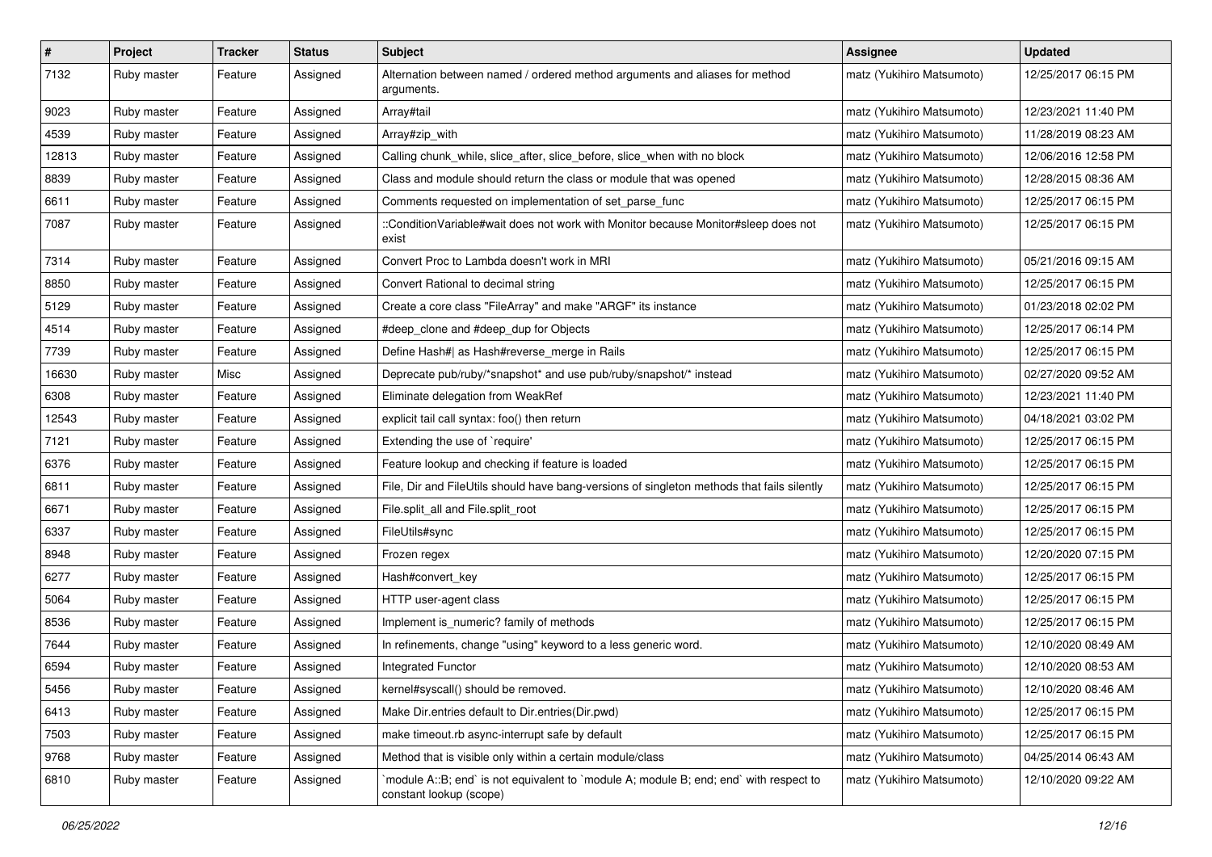| # | Project | Tracker | Status | Subject | Assignee | Updated |
|---|---|---|---|---|---|---|
| 7132 | Ruby master | Feature | Assigned | Alternation between named / ordered method arguments and aliases for method arguments. | matz (Yukihiro Matsumoto) | 12/25/2017 06:15 PM |
| 9023 | Ruby master | Feature | Assigned | Array#tail | matz (Yukihiro Matsumoto) | 12/23/2021 11:40 PM |
| 4539 | Ruby master | Feature | Assigned | Array#zip_with | matz (Yukihiro Matsumoto) | 11/28/2019 08:23 AM |
| 12813 | Ruby master | Feature | Assigned | Calling chunk_while, slice_after, slice_before, slice_when with no block | matz (Yukihiro Matsumoto) | 12/06/2016 12:58 PM |
| 8839 | Ruby master | Feature | Assigned | Class and module should return the class or module that was opened | matz (Yukihiro Matsumoto) | 12/28/2015 08:36 AM |
| 6611 | Ruby master | Feature | Assigned | Comments requested on implementation of set_parse_func | matz (Yukihiro Matsumoto) | 12/25/2017 06:15 PM |
| 7087 | Ruby master | Feature | Assigned | ::ConditionVariable#wait does not work with Monitor because Monitor#sleep does not exist | matz (Yukihiro Matsumoto) | 12/25/2017 06:15 PM |
| 7314 | Ruby master | Feature | Assigned | Convert Proc to Lambda doesn't work in MRI | matz (Yukihiro Matsumoto) | 05/21/2016 09:15 AM |
| 8850 | Ruby master | Feature | Assigned | Convert Rational to decimal string | matz (Yukihiro Matsumoto) | 12/25/2017 06:15 PM |
| 5129 | Ruby master | Feature | Assigned | Create a core class "FileArray" and make "ARGF" its instance | matz (Yukihiro Matsumoto) | 01/23/2018 02:02 PM |
| 4514 | Ruby master | Feature | Assigned | #deep_clone and #deep_dup for Objects | matz (Yukihiro Matsumoto) | 12/25/2017 06:14 PM |
| 7739 | Ruby master | Feature | Assigned | Define Hash#\| as Hash#reverse_merge in Rails | matz (Yukihiro Matsumoto) | 12/25/2017 06:15 PM |
| 16630 | Ruby master | Misc | Assigned | Deprecate pub/ruby/*snapshot* and use pub/ruby/snapshot/* instead | matz (Yukihiro Matsumoto) | 02/27/2020 09:52 AM |
| 6308 | Ruby master | Feature | Assigned | Eliminate delegation from WeakRef | matz (Yukihiro Matsumoto) | 12/23/2021 11:40 PM |
| 12543 | Ruby master | Feature | Assigned | explicit tail call syntax: foo() then return | matz (Yukihiro Matsumoto) | 04/18/2021 03:02 PM |
| 7121 | Ruby master | Feature | Assigned | Extending the use of `require' | matz (Yukihiro Matsumoto) | 12/25/2017 06:15 PM |
| 6376 | Ruby master | Feature | Assigned | Feature lookup and checking if feature is loaded | matz (Yukihiro Matsumoto) | 12/25/2017 06:15 PM |
| 6811 | Ruby master | Feature | Assigned | File, Dir and FileUtils should have bang-versions of singleton methods that fails silently | matz (Yukihiro Matsumoto) | 12/25/2017 06:15 PM |
| 6671 | Ruby master | Feature | Assigned | File.split_all and File.split_root | matz (Yukihiro Matsumoto) | 12/25/2017 06:15 PM |
| 6337 | Ruby master | Feature | Assigned | FileUtils#sync | matz (Yukihiro Matsumoto) | 12/25/2017 06:15 PM |
| 8948 | Ruby master | Feature | Assigned | Frozen regex | matz (Yukihiro Matsumoto) | 12/20/2020 07:15 PM |
| 6277 | Ruby master | Feature | Assigned | Hash#convert_key | matz (Yukihiro Matsumoto) | 12/25/2017 06:15 PM |
| 5064 | Ruby master | Feature | Assigned | HTTP user-agent class | matz (Yukihiro Matsumoto) | 12/25/2017 06:15 PM |
| 8536 | Ruby master | Feature | Assigned | Implement is_numeric? family of methods | matz (Yukihiro Matsumoto) | 12/25/2017 06:15 PM |
| 7644 | Ruby master | Feature | Assigned | In refinements, change "using" keyword to a less generic word. | matz (Yukihiro Matsumoto) | 12/10/2020 08:49 AM |
| 6594 | Ruby master | Feature | Assigned | Integrated Functor | matz (Yukihiro Matsumoto) | 12/10/2020 08:53 AM |
| 5456 | Ruby master | Feature | Assigned | kernel#syscall() should be removed. | matz (Yukihiro Matsumoto) | 12/10/2020 08:46 AM |
| 6413 | Ruby master | Feature | Assigned | Make Dir.entries default to Dir.entries(Dir.pwd) | matz (Yukihiro Matsumoto) | 12/25/2017 06:15 PM |
| 7503 | Ruby master | Feature | Assigned | make timeout.rb async-interrupt safe by default | matz (Yukihiro Matsumoto) | 12/25/2017 06:15 PM |
| 9768 | Ruby master | Feature | Assigned | Method that is visible only within a certain module/class | matz (Yukihiro Matsumoto) | 04/25/2014 06:43 AM |
| 6810 | Ruby master | Feature | Assigned | `module A::B; end` is not equivalent to `module A; module B; end; end` with respect to constant lookup (scope) | matz (Yukihiro Matsumoto) | 12/10/2020 09:22 AM |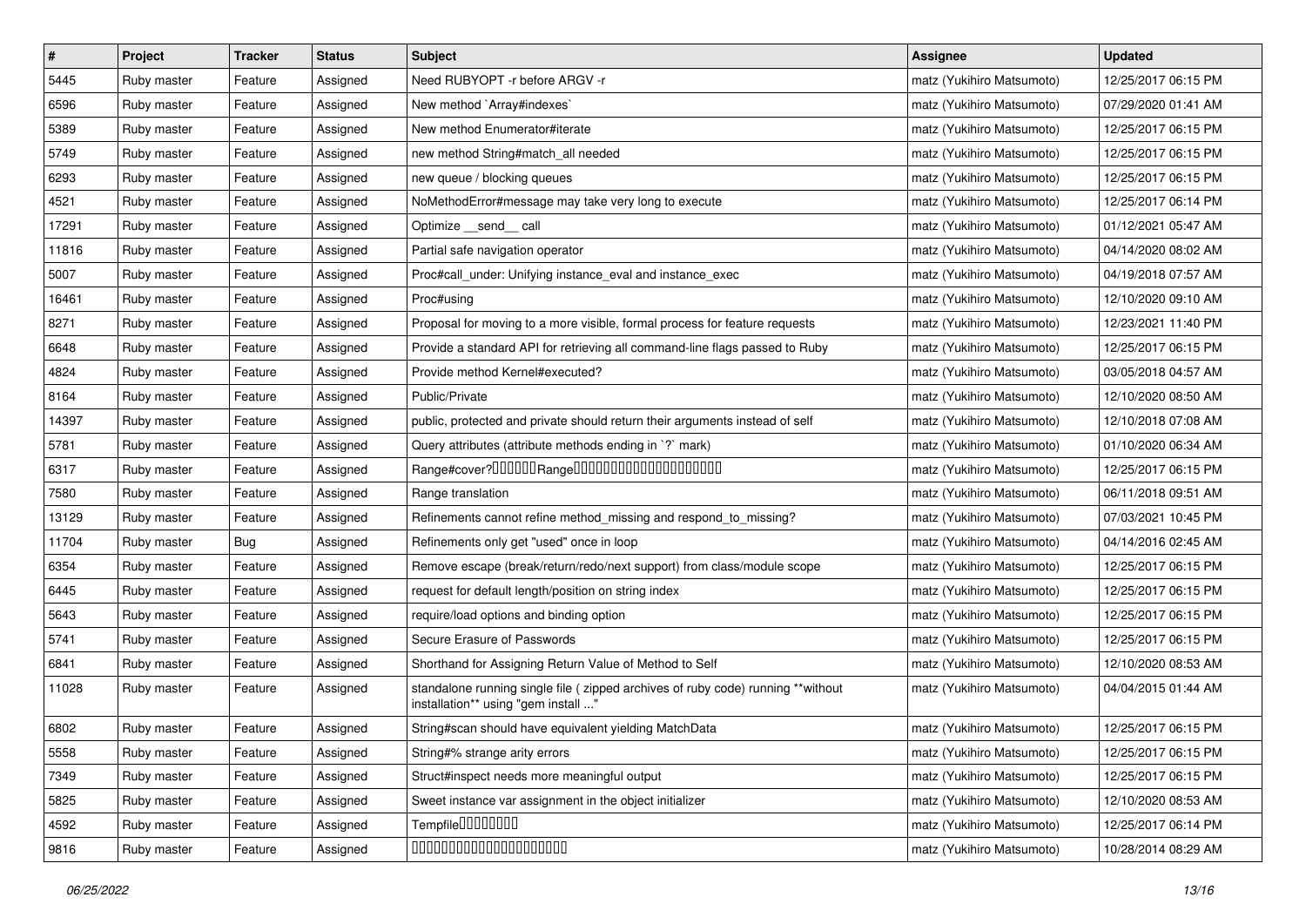| # | Project | Tracker | Status | Subject | Assignee | Updated |
|---|---|---|---|---|---|---|
| 5445 | Ruby master | Feature | Assigned | Need RUBYOPT -r before ARGV -r | matz (Yukihiro Matsumoto) | 12/25/2017 06:15 PM |
| 6596 | Ruby master | Feature | Assigned | New method `Array#indexes` | matz (Yukihiro Matsumoto) | 07/29/2020 01:41 AM |
| 5389 | Ruby master | Feature | Assigned | New method Enumerator#iterate | matz (Yukihiro Matsumoto) | 12/25/2017 06:15 PM |
| 5749 | Ruby master | Feature | Assigned | new method String#match_all needed | matz (Yukihiro Matsumoto) | 12/25/2017 06:15 PM |
| 6293 | Ruby master | Feature | Assigned | new queue / blocking queues | matz (Yukihiro Matsumoto) | 12/25/2017 06:15 PM |
| 4521 | Ruby master | Feature | Assigned | NoMethodError#message may take very long to execute | matz (Yukihiro Matsumoto) | 12/25/2017 06:14 PM |
| 17291 | Ruby master | Feature | Assigned | Optimize __send__ call | matz (Yukihiro Matsumoto) | 01/12/2021 05:47 AM |
| 11816 | Ruby master | Feature | Assigned | Partial safe navigation operator | matz (Yukihiro Matsumoto) | 04/14/2020 08:02 AM |
| 5007 | Ruby master | Feature | Assigned | Proc#call_under: Unifying instance_eval and instance_exec | matz (Yukihiro Matsumoto) | 04/19/2018 07:57 AM |
| 16461 | Ruby master | Feature | Assigned | Proc#using | matz (Yukihiro Matsumoto) | 12/10/2020 09:10 AM |
| 8271 | Ruby master | Feature | Assigned | Proposal for moving to a more visible, formal process for feature requests | matz (Yukihiro Matsumoto) | 12/23/2021 11:40 PM |
| 6648 | Ruby master | Feature | Assigned | Provide a standard API for retrieving all command-line flags passed to Ruby | matz (Yukihiro Matsumoto) | 12/25/2017 06:15 PM |
| 4824 | Ruby master | Feature | Assigned | Provide method Kernel#executed? | matz (Yukihiro Matsumoto) | 03/05/2018 04:57 AM |
| 8164 | Ruby master | Feature | Assigned | Public/Private | matz (Yukihiro Matsumoto) | 12/10/2020 08:50 AM |
| 14397 | Ruby master | Feature | Assigned | public, protected and private should return their arguments instead of self | matz (Yukihiro Matsumoto) | 12/10/2018 07:08 AM |
| 5781 | Ruby master | Feature | Assigned | Query attributes (attribute methods ending in `?` mark) | matz (Yukihiro Matsumoto) | 01/10/2020 06:34 AM |
| 6317 | Ruby master | Feature | Assigned | Range#cover?□□□□□□Range□□□□□□□□□□□□□□□□□□□□ | matz (Yukihiro Matsumoto) | 12/25/2017 06:15 PM |
| 7580 | Ruby master | Feature | Assigned | Range translation | matz (Yukihiro Matsumoto) | 06/11/2018 09:51 AM |
| 13129 | Ruby master | Feature | Assigned | Refinements cannot refine method_missing and respond_to_missing? | matz (Yukihiro Matsumoto) | 07/03/2021 10:45 PM |
| 11704 | Ruby master | Bug | Assigned | Refinements only get "used" once in loop | matz (Yukihiro Matsumoto) | 04/14/2016 02:45 AM |
| 6354 | Ruby master | Feature | Assigned | Remove escape (break/return/redo/next support) from class/module scope | matz (Yukihiro Matsumoto) | 12/25/2017 06:15 PM |
| 6445 | Ruby master | Feature | Assigned | request for default length/position on string index | matz (Yukihiro Matsumoto) | 12/25/2017 06:15 PM |
| 5643 | Ruby master | Feature | Assigned | require/load options and binding option | matz (Yukihiro Matsumoto) | 12/25/2017 06:15 PM |
| 5741 | Ruby master | Feature | Assigned | Secure Erasure of Passwords | matz (Yukihiro Matsumoto) | 12/25/2017 06:15 PM |
| 6841 | Ruby master | Feature | Assigned | Shorthand for Assigning Return Value of Method to Self | matz (Yukihiro Matsumoto) | 12/10/2020 08:53 AM |
| 11028 | Ruby master | Feature | Assigned | standalone running single file ( zipped archives of ruby code) running **without installation** using "gem install ..." | matz (Yukihiro Matsumoto) | 04/04/2015 01:44 AM |
| 6802 | Ruby master | Feature | Assigned | String#scan should have equivalent yielding MatchData | matz (Yukihiro Matsumoto) | 12/25/2017 06:15 PM |
| 5558 | Ruby master | Feature | Assigned | String#% strange arity errors | matz (Yukihiro Matsumoto) | 12/25/2017 06:15 PM |
| 7349 | Ruby master | Feature | Assigned | Struct#inspect needs more meaningful output | matz (Yukihiro Matsumoto) | 12/25/2017 06:15 PM |
| 5825 | Ruby master | Feature | Assigned | Sweet instance var assignment in the object initializer | matz (Yukihiro Matsumoto) | 12/10/2020 08:53 AM |
| 4592 | Ruby master | Feature | Assigned | Tempfile□□□□□□□□ | matz (Yukihiro Matsumoto) | 12/25/2017 06:14 PM |
| 9816 | Ruby master | Feature | Assigned | □□□□□□□□□□□□□□□□□□□□□ | matz (Yukihiro Matsumoto) | 10/28/2014 08:29 AM |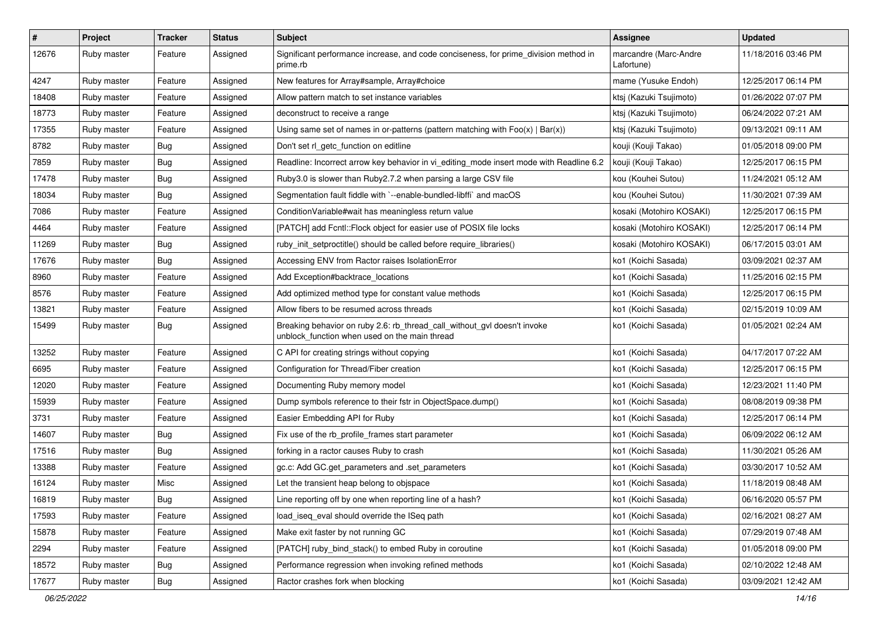| # | Project | Tracker | Status | Subject | Assignee | Updated |
|---|---|---|---|---|---|---|
| 12676 | Ruby master | Feature | Assigned | Significant performance increase, and code conciseness, for prime_division method in prime.rb | marcandre (Marc-Andre Lafortune) | 11/18/2016 03:46 PM |
| 4247 | Ruby master | Feature | Assigned | New features for Array#sample, Array#choice | mame (Yusuke Endoh) | 12/25/2017 06:14 PM |
| 18408 | Ruby master | Feature | Assigned | Allow pattern match to set instance variables | ktsj (Kazuki Tsujimoto) | 01/26/2022 07:07 PM |
| 18773 | Ruby master | Feature | Assigned | deconstruct to receive a range | ktsj (Kazuki Tsujimoto) | 06/24/2022 07:21 AM |
| 17355 | Ruby master | Feature | Assigned | Using same set of names in or-patterns (pattern matching with Foo(x) \| Bar(x)) | ktsj (Kazuki Tsujimoto) | 09/13/2021 09:11 AM |
| 8782 | Ruby master | Bug | Assigned | Don't set rl_getc_function on editline | kouji (Kouji Takao) | 01/05/2018 09:00 PM |
| 7859 | Ruby master | Bug | Assigned | Readline: Incorrect arrow key behavior in vi_editing_mode insert mode with Readline 6.2 | kouji (Kouji Takao) | 12/25/2017 06:15 PM |
| 17478 | Ruby master | Bug | Assigned | Ruby3.0 is slower than Ruby2.7.2 when parsing a large CSV file | kou (Kouhei Sutou) | 11/24/2021 05:12 AM |
| 18034 | Ruby master | Bug | Assigned | Segmentation fault fiddle with `--enable-bundled-libffi` and macOS | kou (Kouhei Sutou) | 11/30/2021 07:39 AM |
| 7086 | Ruby master | Feature | Assigned | ConditionVariable#wait has meaningless return value | kosaki (Motohiro KOSAKI) | 12/25/2017 06:15 PM |
| 4464 | Ruby master | Feature | Assigned | [PATCH] add Fcntl::Flock object for easier use of POSIX file locks | kosaki (Motohiro KOSAKI) | 12/25/2017 06:14 PM |
| 11269 | Ruby master | Bug | Assigned | ruby_init_setproctitle() should be called before require_libraries() | kosaki (Motohiro KOSAKI) | 06/17/2015 03:01 AM |
| 17676 | Ruby master | Bug | Assigned | Accessing ENV from Ractor raises IsolationError | ko1 (Koichi Sasada) | 03/09/2021 02:37 AM |
| 8960 | Ruby master | Feature | Assigned | Add Exception#backtrace_locations | ko1 (Koichi Sasada) | 11/25/2016 02:15 PM |
| 8576 | Ruby master | Feature | Assigned | Add optimized method type for constant value methods | ko1 (Koichi Sasada) | 12/25/2017 06:15 PM |
| 13821 | Ruby master | Feature | Assigned | Allow fibers to be resumed across threads | ko1 (Koichi Sasada) | 02/15/2019 10:09 AM |
| 15499 | Ruby master | Bug | Assigned | Breaking behavior on ruby 2.6: rb_thread_call_without_gvl doesn't invoke unblock_function when used on the main thread | ko1 (Koichi Sasada) | 01/05/2021 02:24 AM |
| 13252 | Ruby master | Feature | Assigned | C API for creating strings without copying | ko1 (Koichi Sasada) | 04/17/2017 07:22 AM |
| 6695 | Ruby master | Feature | Assigned | Configuration for Thread/Fiber creation | ko1 (Koichi Sasada) | 12/25/2017 06:15 PM |
| 12020 | Ruby master | Feature | Assigned | Documenting Ruby memory model | ko1 (Koichi Sasada) | 12/23/2021 11:40 PM |
| 15939 | Ruby master | Feature | Assigned | Dump symbols reference to their fstr in ObjectSpace.dump() | ko1 (Koichi Sasada) | 08/08/2019 09:38 PM |
| 3731 | Ruby master | Feature | Assigned | Easier Embedding API for Ruby | ko1 (Koichi Sasada) | 12/25/2017 06:14 PM |
| 14607 | Ruby master | Bug | Assigned | Fix use of the rb_profile_frames start parameter | ko1 (Koichi Sasada) | 06/09/2022 06:12 AM |
| 17516 | Ruby master | Bug | Assigned | forking in a ractor causes Ruby to crash | ko1 (Koichi Sasada) | 11/30/2021 05:26 AM |
| 13388 | Ruby master | Feature | Assigned | gc.c: Add GC.get_parameters and .set_parameters | ko1 (Koichi Sasada) | 03/30/2017 10:52 AM |
| 16124 | Ruby master | Misc | Assigned | Let the transient heap belong to objspace | ko1 (Koichi Sasada) | 11/18/2019 08:48 AM |
| 16819 | Ruby master | Bug | Assigned | Line reporting off by one when reporting line of a hash? | ko1 (Koichi Sasada) | 06/16/2020 05:57 PM |
| 17593 | Ruby master | Feature | Assigned | load_iseq_eval should override the ISeq path | ko1 (Koichi Sasada) | 02/16/2021 08:27 AM |
| 15878 | Ruby master | Feature | Assigned | Make exit faster by not running GC | ko1 (Koichi Sasada) | 07/29/2019 07:48 AM |
| 2294 | Ruby master | Feature | Assigned | [PATCH] ruby_bind_stack() to embed Ruby in coroutine | ko1 (Koichi Sasada) | 01/05/2018 09:00 PM |
| 18572 | Ruby master | Bug | Assigned | Performance regression when invoking refined methods | ko1 (Koichi Sasada) | 02/10/2022 12:48 AM |
| 17677 | Ruby master | Bug | Assigned | Ractor crashes fork when blocking | ko1 (Koichi Sasada) | 03/09/2021 12:42 AM |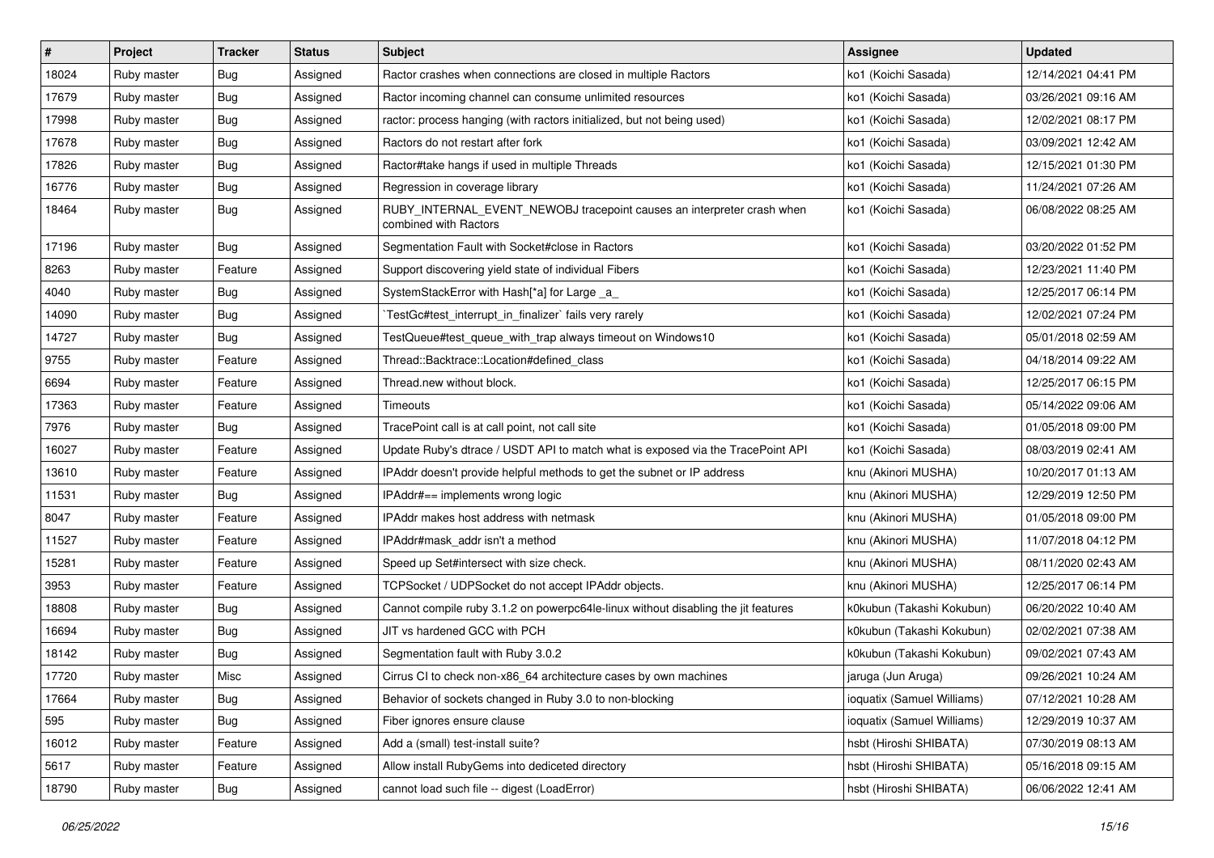| # | Project | Tracker | Status | Subject | Assignee | Updated |
|---|---|---|---|---|---|---|
| 18024 | Ruby master | Bug | Assigned | Ractor crashes when connections are closed in multiple Ractors | ko1 (Koichi Sasada) | 12/14/2021 04:41 PM |
| 17679 | Ruby master | Bug | Assigned | Ractor incoming channel can consume unlimited resources | ko1 (Koichi Sasada) | 03/26/2021 09:16 AM |
| 17998 | Ruby master | Bug | Assigned | ractor: process hanging (with ractors initialized, but not being used) | ko1 (Koichi Sasada) | 12/02/2021 08:17 PM |
| 17678 | Ruby master | Bug | Assigned | Ractors do not restart after fork | ko1 (Koichi Sasada) | 03/09/2021 12:42 AM |
| 17826 | Ruby master | Bug | Assigned | Ractor#take hangs if used in multiple Threads | ko1 (Koichi Sasada) | 12/15/2021 01:30 PM |
| 16776 | Ruby master | Bug | Assigned | Regression in coverage library | ko1 (Koichi Sasada) | 11/24/2021 07:26 AM |
| 18464 | Ruby master | Bug | Assigned | RUBY_INTERNAL_EVENT_NEWOBJ tracepoint causes an interpreter crash when combined with Ractors | ko1 (Koichi Sasada) | 06/08/2022 08:25 AM |
| 17196 | Ruby master | Bug | Assigned | Segmentation Fault with Socket#close in Ractors | ko1 (Koichi Sasada) | 03/20/2022 01:52 PM |
| 8263 | Ruby master | Feature | Assigned | Support discovering yield state of individual Fibers | ko1 (Koichi Sasada) | 12/23/2021 11:40 PM |
| 4040 | Ruby master | Bug | Assigned | SystemStackError with Hash[*a] for Large _a_ | ko1 (Koichi Sasada) | 12/25/2017 06:14 PM |
| 14090 | Ruby master | Bug | Assigned | `TestGc#test_interrupt_in_finalizer` fails very rarely | ko1 (Koichi Sasada) | 12/02/2021 07:24 PM |
| 14727 | Ruby master | Bug | Assigned | TestQueue#test_queue_with_trap always timeout on Windows10 | ko1 (Koichi Sasada) | 05/01/2018 02:59 AM |
| 9755 | Ruby master | Feature | Assigned | Thread::Backtrace::Location#defined_class | ko1 (Koichi Sasada) | 04/18/2014 09:22 AM |
| 6694 | Ruby master | Feature | Assigned | Thread.new without block. | ko1 (Koichi Sasada) | 12/25/2017 06:15 PM |
| 17363 | Ruby master | Feature | Assigned | Timeouts | ko1 (Koichi Sasada) | 05/14/2022 09:06 AM |
| 7976 | Ruby master | Bug | Assigned | TracePoint call is at call point, not call site | ko1 (Koichi Sasada) | 01/05/2018 09:00 PM |
| 16027 | Ruby master | Feature | Assigned | Update Ruby's dtrace / USDT API to match what is exposed via the TracePoint API | ko1 (Koichi Sasada) | 08/03/2019 02:41 AM |
| 13610 | Ruby master | Feature | Assigned | IPAddr doesn't provide helpful methods to get the subnet or IP address | knu (Akinori MUSHA) | 10/20/2017 01:13 AM |
| 11531 | Ruby master | Bug | Assigned | IPAddr#== implements wrong logic | knu (Akinori MUSHA) | 12/29/2019 12:50 PM |
| 8047 | Ruby master | Feature | Assigned | IPAddr makes host address with netmask | knu (Akinori MUSHA) | 01/05/2018 09:00 PM |
| 11527 | Ruby master | Feature | Assigned | IPAddr#mask_addr isn't a method | knu (Akinori MUSHA) | 11/07/2018 04:12 PM |
| 15281 | Ruby master | Feature | Assigned | Speed up Set#intersect with size check. | knu (Akinori MUSHA) | 08/11/2020 02:43 AM |
| 3953 | Ruby master | Feature | Assigned | TCPSocket / UDPSocket do not accept IPAddr objects. | knu (Akinori MUSHA) | 12/25/2017 06:14 PM |
| 18808 | Ruby master | Bug | Assigned | Cannot compile ruby 3.1.2 on powerpc64le-linux without disabling the jit features | k0kubun (Takashi Kokubun) | 06/20/2022 10:40 AM |
| 16694 | Ruby master | Bug | Assigned | JIT vs hardened GCC with PCH | k0kubun (Takashi Kokubun) | 02/02/2021 07:38 AM |
| 18142 | Ruby master | Bug | Assigned | Segmentation fault with Ruby 3.0.2 | k0kubun (Takashi Kokubun) | 09/02/2021 07:43 AM |
| 17720 | Ruby master | Misc | Assigned | Cirrus CI to check non-x86_64 architecture cases by own machines | jaruga (Jun Aruga) | 09/26/2021 10:24 AM |
| 17664 | Ruby master | Bug | Assigned | Behavior of sockets changed in Ruby 3.0 to non-blocking | ioquatix (Samuel Williams) | 07/12/2021 10:28 AM |
| 595 | Ruby master | Bug | Assigned | Fiber ignores ensure clause | ioquatix (Samuel Williams) | 12/29/2019 10:37 AM |
| 16012 | Ruby master | Feature | Assigned | Add a (small) test-install suite? | hsbt (Hiroshi SHIBATA) | 07/30/2019 08:13 AM |
| 5617 | Ruby master | Feature | Assigned | Allow install RubyGems into dediceted directory | hsbt (Hiroshi SHIBATA) | 05/16/2018 09:15 AM |
| 18790 | Ruby master | Bug | Assigned | cannot load such file -- digest (LoadError) | hsbt (Hiroshi SHIBATA) | 06/06/2022 12:41 AM |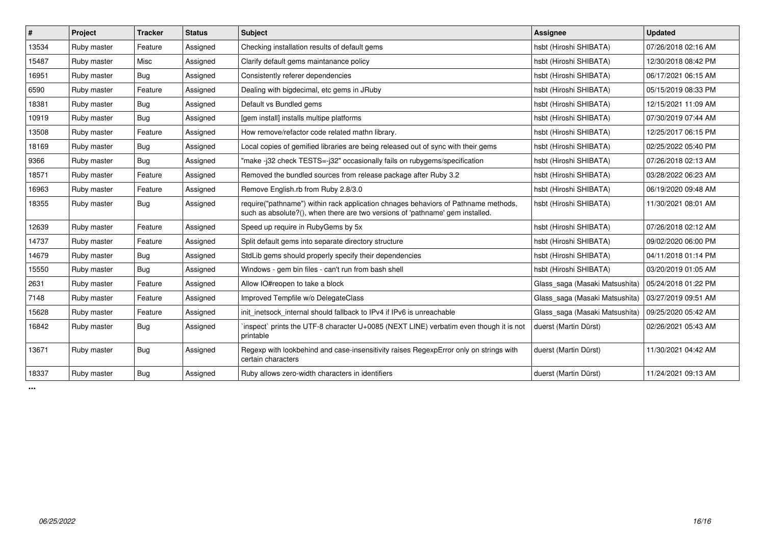| # | Project | Tracker | Status | Subject | Assignee | Updated |
|---|---|---|---|---|---|---|
| 13534 | Ruby master | Feature | Assigned | Checking installation results of default gems | hsbt (Hiroshi SHIBATA) | 07/26/2018 02:16 AM |
| 15487 | Ruby master | Misc | Assigned | Clarify default gems maintanance policy | hsbt (Hiroshi SHIBATA) | 12/30/2018 08:42 PM |
| 16951 | Ruby master | Bug | Assigned | Consistently referer dependencies | hsbt (Hiroshi SHIBATA) | 06/17/2021 06:15 AM |
| 6590 | Ruby master | Feature | Assigned | Dealing with bigdecimal, etc gems in JRuby | hsbt (Hiroshi SHIBATA) | 05/15/2019 08:33 PM |
| 18381 | Ruby master | Bug | Assigned | Default vs Bundled gems | hsbt (Hiroshi SHIBATA) | 12/15/2021 11:09 AM |
| 10919 | Ruby master | Bug | Assigned | [gem install] installs multipe platforms | hsbt (Hiroshi SHIBATA) | 07/30/2019 07:44 AM |
| 13508 | Ruby master | Feature | Assigned | How remove/refactor code related mathn library. | hsbt (Hiroshi SHIBATA) | 12/25/2017 06:15 PM |
| 18169 | Ruby master | Bug | Assigned | Local copies of gemified libraries are being released out of sync with their gems | hsbt (Hiroshi SHIBATA) | 02/25/2022 05:40 PM |
| 9366 | Ruby master | Bug | Assigned | "make -j32 check TESTS=-j32" occasionally fails on rubygems/specification | hsbt (Hiroshi SHIBATA) | 07/26/2018 02:13 AM |
| 18571 | Ruby master | Feature | Assigned | Removed the bundled sources from release package after Ruby 3.2 | hsbt (Hiroshi SHIBATA) | 03/28/2022 06:23 AM |
| 16963 | Ruby master | Feature | Assigned | Remove English.rb from Ruby 2.8/3.0 | hsbt (Hiroshi SHIBATA) | 06/19/2020 09:48 AM |
| 18355 | Ruby master | Bug | Assigned | require("pathname") within rack application chnages behaviors of Pathname methods, such as absolute?(), when there are two versions of 'pathname' gem installed. | hsbt (Hiroshi SHIBATA) | 11/30/2021 08:01 AM |
| 12639 | Ruby master | Feature | Assigned | Speed up require in RubyGems by 5x | hsbt (Hiroshi SHIBATA) | 07/26/2018 02:12 AM |
| 14737 | Ruby master | Feature | Assigned | Split default gems into separate directory structure | hsbt (Hiroshi SHIBATA) | 09/02/2020 06:00 PM |
| 14679 | Ruby master | Bug | Assigned | StdLib gems should properly specify their dependencies | hsbt (Hiroshi SHIBATA) | 04/11/2018 01:14 PM |
| 15550 | Ruby master | Bug | Assigned | Windows - gem bin files - can't run from bash shell | hsbt (Hiroshi SHIBATA) | 03/20/2019 01:05 AM |
| 2631 | Ruby master | Feature | Assigned | Allow IO#reopen to take a block | Glass_saga (Masaki Matsushita) | 05/24/2018 01:22 PM |
| 7148 | Ruby master | Feature | Assigned | Improved Tempfile w/o DelegateClass | Glass_saga (Masaki Matsushita) | 03/27/2019 09:51 AM |
| 15628 | Ruby master | Feature | Assigned | init_inetsock_internal should fallback to IPv4 if IPv6 is unreachable | Glass_saga (Masaki Matsushita) | 09/25/2020 05:42 AM |
| 16842 | Ruby master | Bug | Assigned | `inspect` prints the UTF-8 character U+0085 (NEXT LINE) verbatim even though it is not printable | duerst (Martin Dürst) | 02/26/2021 05:43 AM |
| 13671 | Ruby master | Bug | Assigned | Regexp with lookbehind and case-insensitivity raises RegexpError only on strings with certain characters | duerst (Martin Dürst) | 11/30/2021 04:42 AM |
| 18337 | Ruby master | Bug | Assigned | Ruby allows zero-width characters in identifiers | duerst (Martin Dürst) | 11/24/2021 09:13 AM |

...